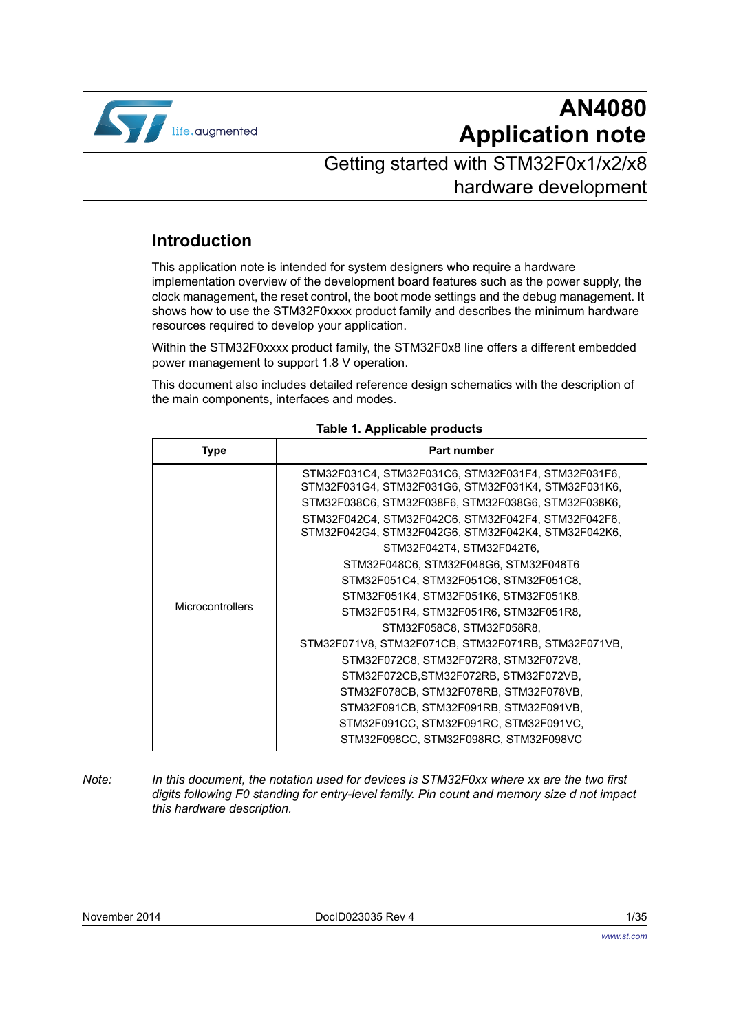# AN4080 Application note

## Getting started with STM32F0x1/x2/x8 hardware development

## Introduction

This application note is intended for system designers who require a hardware implementation overview of the development board features such as the power supply, the clock management, the reset control, the boot mode settings and the debug management. It shows how to use the STM32F0xxxx product family and describes the minimum hardware resources required to develop your application.

Within the STM32F0xxxx product family, the STM32F0x8 line offers a different embedded power management to support 1.8 V operation.

This document also includes detailed reference design schematics with the description of the main components, interfaces and modes.

**Table 1. Applicable products**

| Type | Part number |
|---|---|
| Microcontrollers | STM32F031C4, STM32F031C6, STM32F031F4, STM32F031F6, STM32F031G4, STM32F031G6, STM32F031K4, STM32F031K6, STM32F038C6, STM32F038F6, STM32F038G6, STM32F038K6, STM32F042C4, STM32F042C6, STM32F042F4, STM32F042F6, STM32F042G4, STM32F042G6, STM32F042K4, STM32F042K6, STM32F042T4, STM32F042T6, STM32F048C6, STM32F048G6, STM32F048T6 STM32F051C4, STM32F051C6, STM32F051C8, STM32F051K4, STM32F051K6, STM32F051K8, STM32F051R4, STM32F051R6, STM32F051R8, STM32F058C8, STM32F058R8, STM32F071V8, STM32F071CB, STM32F071RB, STM32F071VB, STM32F072C8, STM32F072R8, STM32F072V8, STM32F072CB,STM32F072RB, STM32F072VB, STM32F078CB, STM32F078RB, STM32F078VB, STM32F091CB, STM32F091RB, STM32F091VB, STM32F091CC, STM32F091RC, STM32F091VC, STM32F098CC, STM32F098RC, STM32F098VC |

*Note: In this document, the notation used for devices is STM32F0xx where xx are the two first digits following F0 standing for entry-level family. Pin count and memory size d not impact this hardware description.*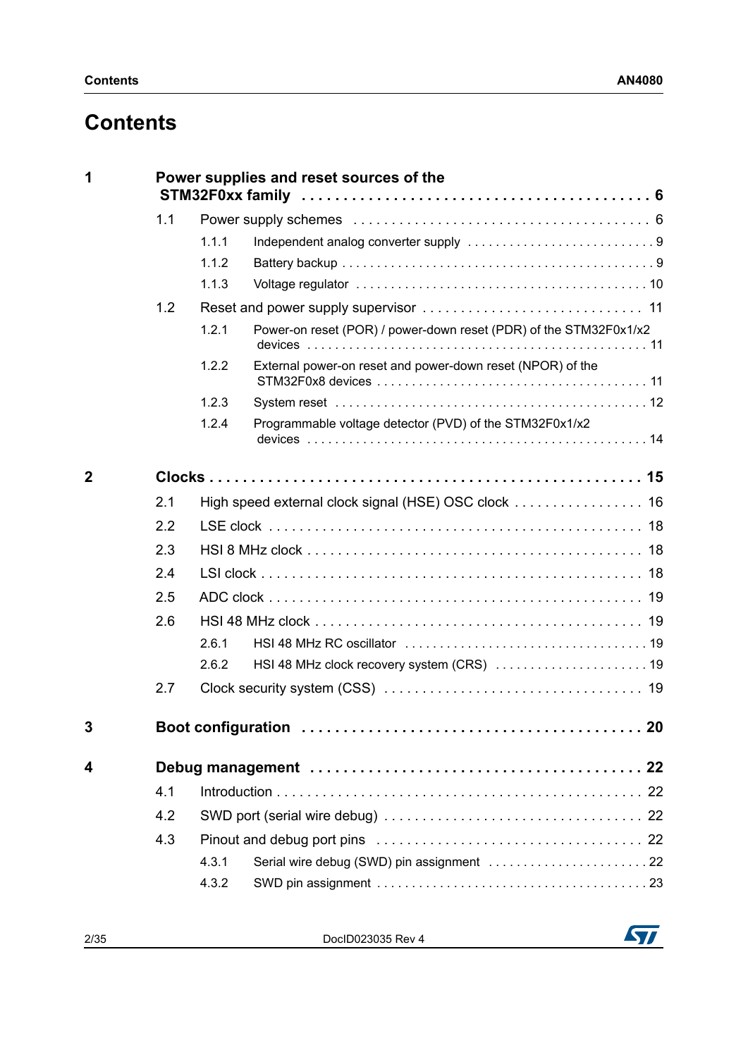# Contents

**1 Power supplies and reset sources of the STM32F0xx family . . . . . 6**

- 1.1 Power supply schemes . . . . . 6
  - 1.1.1 Independent analog converter supply . . . . . 9
  - 1.1.2 Battery backup . . . . . 9
  - 1.1.3 Voltage regulator . . . . . 10
- 1.2 Reset and power supply supervisor . . . . . 11
  - 1.2.1 Power-on reset (POR) / power-down reset (PDR) of the STM32F0x1/x2 devices . . . . . 11
  - 1.2.2 External power-on reset and power-down reset (NPOR) of the STM32F0x8 devices . . . . . 11
  - 1.2.3 System reset . . . . . 12
  - 1.2.4 Programmable voltage detector (PVD) of the STM32F0x1/x2 devices . . . . . 14

**2 Clocks . . . . . 15**

- 2.1 High speed external clock signal (HSE) OSC clock . . . . . 16
- 2.2 LSE clock . . . . . 18
- 2.3 HSI 8 MHz clock . . . . . 18
- 2.4 LSI clock . . . . . 18
- 2.5 ADC clock . . . . . 19
- 2.6 HSI 48 MHz clock . . . . . 19
  - 2.6.1 HSI 48 MHz RC oscillator . . . . . 19
  - 2.6.2 HSI 48 MHz clock recovery system (CRS) . . . . . 19
- 2.7 Clock security system (CSS) . . . . . 19

**3 Boot configuration . . . . . 20**

**4 Debug management . . . . . 22**

- 4.1 Introduction . . . . . 22
- 4.2 SWD port (serial wire debug) . . . . . 22
- 4.3 Pinout and debug port pins . . . . . 22
  - 4.3.1 Serial wire debug (SWD) pin assignment . . . . . 22
  - 4.3.2 SWD pin assignment . . . . . 23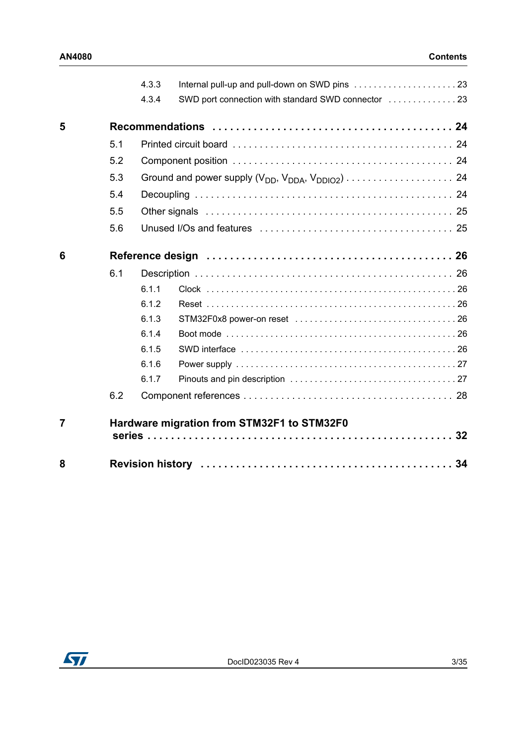4.3.3 Internal pull-up and pull-down on SWD pins . . . . . . . . . . . . . . . . . . . . . 23

4.3.4 SWD port connection with standard SWD connector . . . . . . . . . . . . . . 23

**5 Recommendations . . . . . . . . . . . . . . . . . . . . . . . . . . . . . . . . . . . . . . . . 24**

5.1 Printed circuit board . . . . . . . . . . . . . . . . . . . . . . . . . . . . . . . . . . . . . . . 24

5.2 Component position . . . . . . . . . . . . . . . . . . . . . . . . . . . . . . . . . . . . . . . 24

5.3 Ground and power supply ($V_{DD}$, $V_{DDA}$, $V_{DDIO2}$) . . . . . . . . . . . . . . . . . . . . 24

5.4 Decoupling . . . . . . . . . . . . . . . . . . . . . . . . . . . . . . . . . . . . . . . . . . . . . 24

5.5 Other signals . . . . . . . . . . . . . . . . . . . . . . . . . . . . . . . . . . . . . . . . . . . . 25

5.6 Unused I/Os and features . . . . . . . . . . . . . . . . . . . . . . . . . . . . . . . . . . . 25

**6 Reference design . . . . . . . . . . . . . . . . . . . . . . . . . . . . . . . . . . . . . . . . 26**

6.1 Description . . . . . . . . . . . . . . . . . . . . . . . . . . . . . . . . . . . . . . . . . . . . . 26

6.1.1 Clock . . . . . . . . . . . . . . . . . . . . . . . . . . . . . . . . . . . . . . . . . . . . . . . 26

6.1.2 Reset . . . . . . . . . . . . . . . . . . . . . . . . . . . . . . . . . . . . . . . . . . . . . . . 26

6.1.3 STM32F0x8 power-on reset . . . . . . . . . . . . . . . . . . . . . . . . . . . . . . . 26

6.1.4 Boot mode . . . . . . . . . . . . . . . . . . . . . . . . . . . . . . . . . . . . . . . . . . . . 26

6.1.5 SWD interface . . . . . . . . . . . . . . . . . . . . . . . . . . . . . . . . . . . . . . . . . 26

6.1.6 Power supply . . . . . . . . . . . . . . . . . . . . . . . . . . . . . . . . . . . . . . . . . . 27

6.1.7 Pinouts and pin description . . . . . . . . . . . . . . . . . . . . . . . . . . . . . . . . 27

6.2 Component references . . . . . . . . . . . . . . . . . . . . . . . . . . . . . . . . . . . . . 28

**7 Hardware migration from STM32F1 to STM32F0 series . . . . . . . . . . . . . . . . . . . . . . . . . . . . . . . . . . . . . . . . . . . . . . . . . . 32**

**8 Revision history . . . . . . . . . . . . . . . . . . . . . . . . . . . . . . . . . . . . . . . . . 34**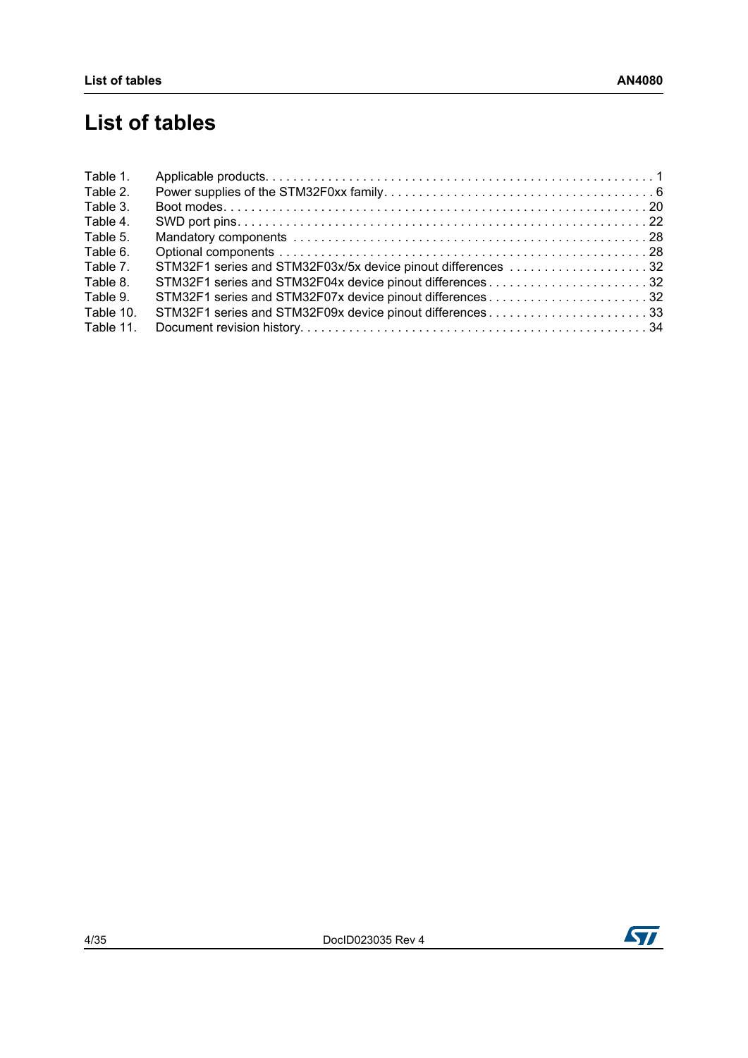# List of tables

Table 1. Applicable products. . . . . . . . . . . . . . . . . . . . . . . . . . . . . . . . . . . . . . . . . . . . . . . . . . . . . . . 1
Table 2. Power supplies of the STM32F0xx family. . . . . . . . . . . . . . . . . . . . . . . . . . . . . . . . . . . . . . . 6
Table 3. Boot modes. . . . . . . . . . . . . . . . . . . . . . . . . . . . . . . . . . . . . . . . . . . . . . . . . . . . . . . . . . . . 20
Table 4. SWD port pins. . . . . . . . . . . . . . . . . . . . . . . . . . . . . . . . . . . . . . . . . . . . . . . . . . . . . . . . . . 22
Table 5. Mandatory components . . . . . . . . . . . . . . . . . . . . . . . . . . . . . . . . . . . . . . . . . . . . . . . . . . . 28
Table 6. Optional components . . . . . . . . . . . . . . . . . . . . . . . . . . . . . . . . . . . . . . . . . . . . . . . . . . . . . 28
Table 7. STM32F1 series and STM32F03x/5x device pinout differences . . . . . . . . . . . . . . . . . . . . 32
Table 8. STM32F1 series and STM32F04x device pinout differences . . . . . . . . . . . . . . . . . . . . . . . 32
Table 9. STM32F1 series and STM32F07x device pinout differences . . . . . . . . . . . . . . . . . . . . . . . 32
Table 10. STM32F1 series and STM32F09x device pinout differences . . . . . . . . . . . . . . . . . . . . . . . 33
Table 11. Document revision history. . . . . . . . . . . . . . . . . . . . . . . . . . . . . . . . . . . . . . . . . . . . . . . . . . 34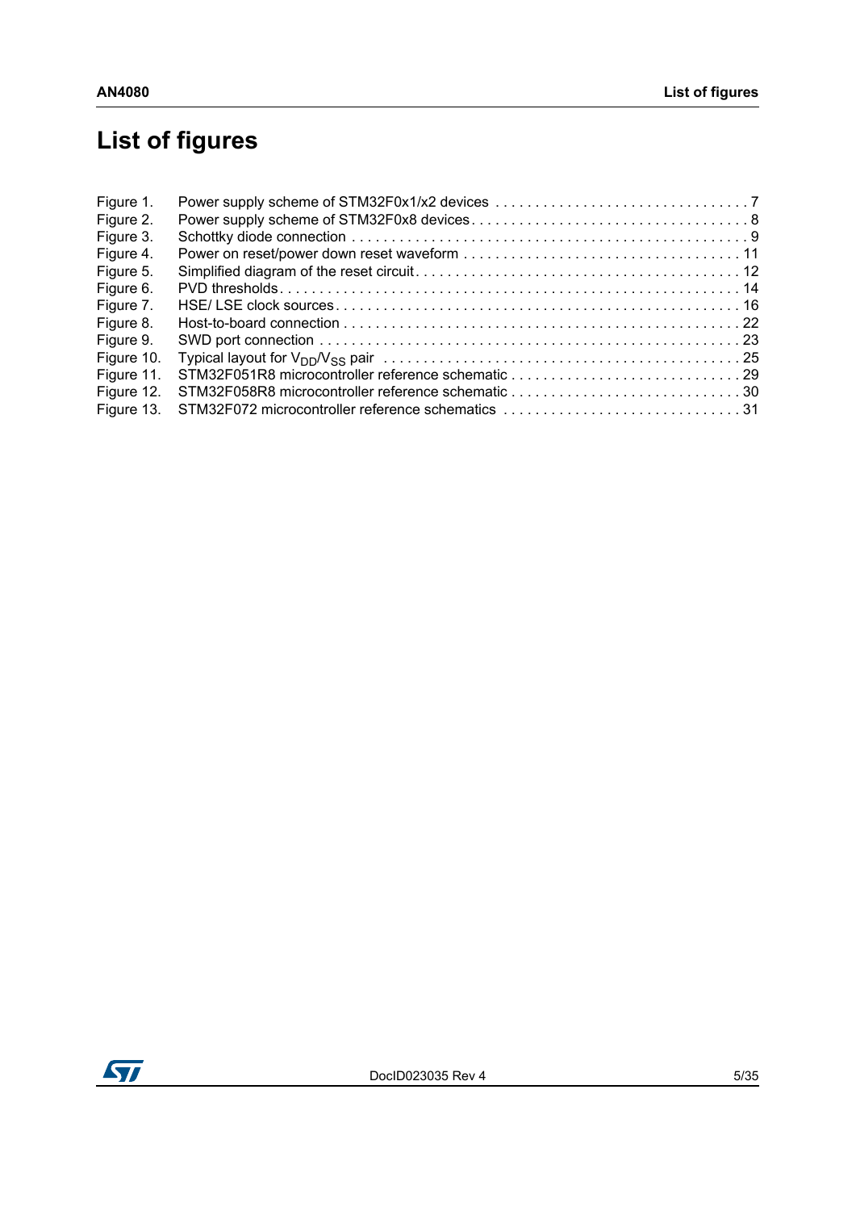# List of figures

Figure 1. Power supply scheme of STM32F0x1/x2 devices . . . . . . . . . . . . . . . . . . . . . . . . . . . . . . . . 7
Figure 2. Power supply scheme of STM32F0x8 devices . . . . . . . . . . . . . . . . . . . . . . . . . . . . . . . . . . . 8
Figure 3. Schottky diode connection . . . . . . . . . . . . . . . . . . . . . . . . . . . . . . . . . . . . . . . . . . . . . . . . . 9
Figure 4. Power on reset/power down reset waveform . . . . . . . . . . . . . . . . . . . . . . . . . . . . . . . . . . . 11
Figure 5. Simplified diagram of the reset circuit . . . . . . . . . . . . . . . . . . . . . . . . . . . . . . . . . . . . . . . . 12
Figure 6. PVD thresholds . . . . . . . . . . . . . . . . . . . . . . . . . . . . . . . . . . . . . . . . . . . . . . . . . . . . . . . . . 14
Figure 7. HSE/ LSE clock sources . . . . . . . . . . . . . . . . . . . . . . . . . . . . . . . . . . . . . . . . . . . . . . . . . . . 16
Figure 8. Host-to-board connection . . . . . . . . . . . . . . . . . . . . . . . . . . . . . . . . . . . . . . . . . . . . . . . . . . 22
Figure 9. SWD port connection . . . . . . . . . . . . . . . . . . . . . . . . . . . . . . . . . . . . . . . . . . . . . . . . . . . . . 23
Figure 10. Typical layout for $V_{DD}$/$V_{SS}$ pair . . . . . . . . . . . . . . . . . . . . . . . . . . . . . . . . . . . . . . . . . . . . 25
Figure 11. STM32F051R8 microcontroller reference schematic . . . . . . . . . . . . . . . . . . . . . . . . . . . . . 29
Figure 12. STM32F058R8 microcontroller reference schematic . . . . . . . . . . . . . . . . . . . . . . . . . . . . . 30
Figure 13. STM32F072 microcontroller reference schematics . . . . . . . . . . . . . . . . . . . . . . . . . . . . . . 31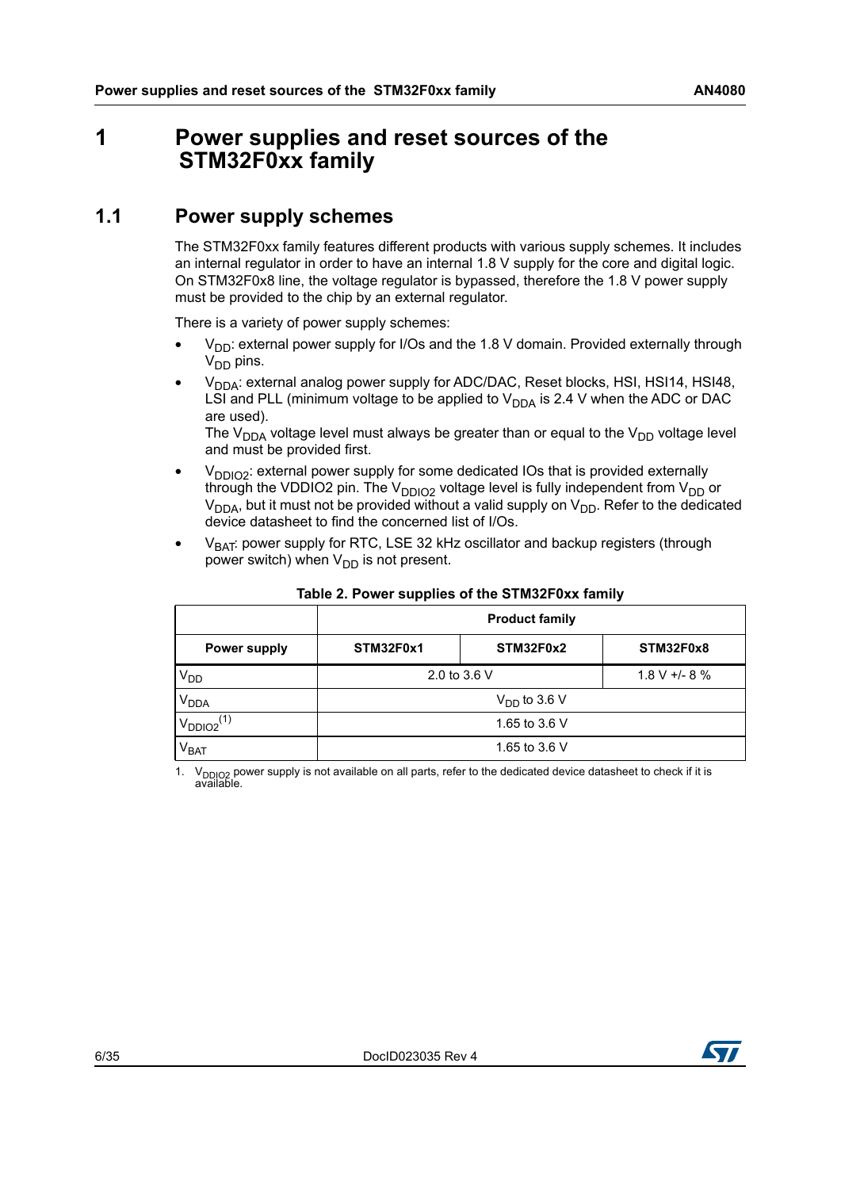# 1 Power supplies and reset sources of the STM32F0xx family

## 1.1 Power supply schemes

The STM32F0xx family features different products with various supply schemes. It includes an internal regulator in order to have an internal 1.8 V supply for the core and digital logic. On STM32F0x8 line, the voltage regulator is bypassed, therefore the 1.8 V power supply must be provided to the chip by an external regulator.

There is a variety of power supply schemes:

- $V_{DD}$: external power supply for I/Os and the 1.8 V domain. Provided externally through $V_{DD}$ pins.
- $V_{DDA}$: external analog power supply for ADC/DAC, Reset blocks, HSI, HSI14, HSI48, LSI and PLL (minimum voltage to be applied to $V_{DDA}$ is 2.4 V when the ADC or DAC are used).
  The $V_{DDA}$ voltage level must always be greater than or equal to the $V_{DD}$ voltage level and must be provided first.
- $V_{DDIO2}$: external power supply for some dedicated IOs that is provided externally through the VDDIO2 pin. The $V_{DDIO2}$ voltage level is fully independent from $V_{DD}$ or $V_{DDA}$, but it must not be provided without a valid supply on $V_{DD}$. Refer to the dedicated device datasheet to find the concerned list of I/Os.
- $V_{BAT}$: power supply for RTC, LSE 32 kHz oscillator and backup registers (through power switch) when $V_{DD}$ is not present.

**Table 2. Power supplies of the STM32F0xx family**

| | Product family | | |
|---|---|---|---|
| **Power supply** | **STM32F0x1** | **STM32F0x2** | **STM32F0x8** |
| $V_{DD}$ | 2.0 to 3.6 V | | 1.8 V +/- 8 % |
| $V_{DDA}$ | $V_{DD}$ to 3.6 V | | |
| $V_{DDIO2}$ (1) | 1.65 to 3.6 V | | |
| $V_{BAT}$ | 1.65 to 3.6 V | | |

1. $V_{DDIO2}$ power supply is not available on all parts, refer to the dedicated device datasheet to check if it is available.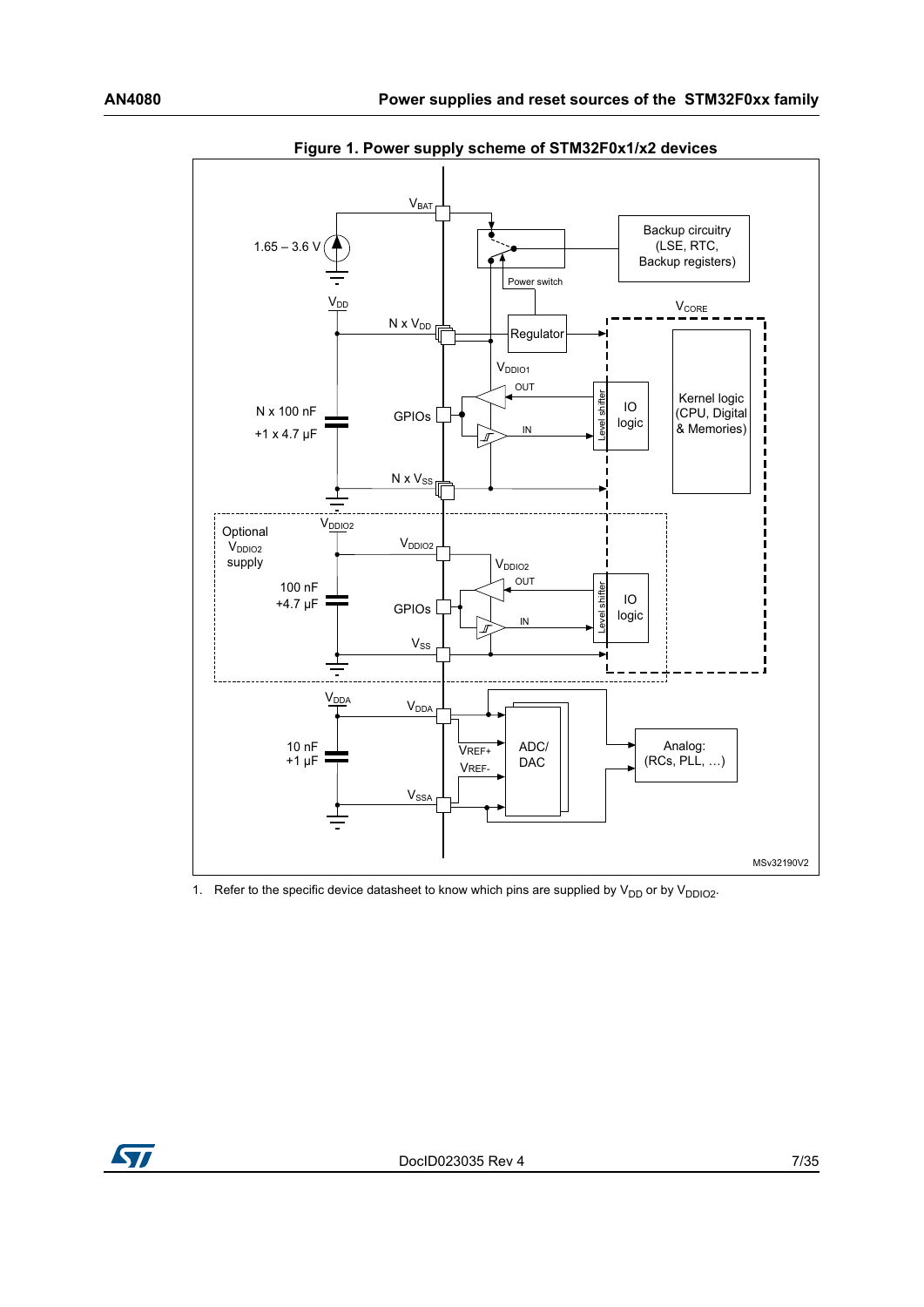Figure 1. Power supply scheme of STM32F0x1/x2 devices

1. Refer to the specific device datasheet to know which pins are supplied by $V_{DD}$ or by $V_{DDIO2}$.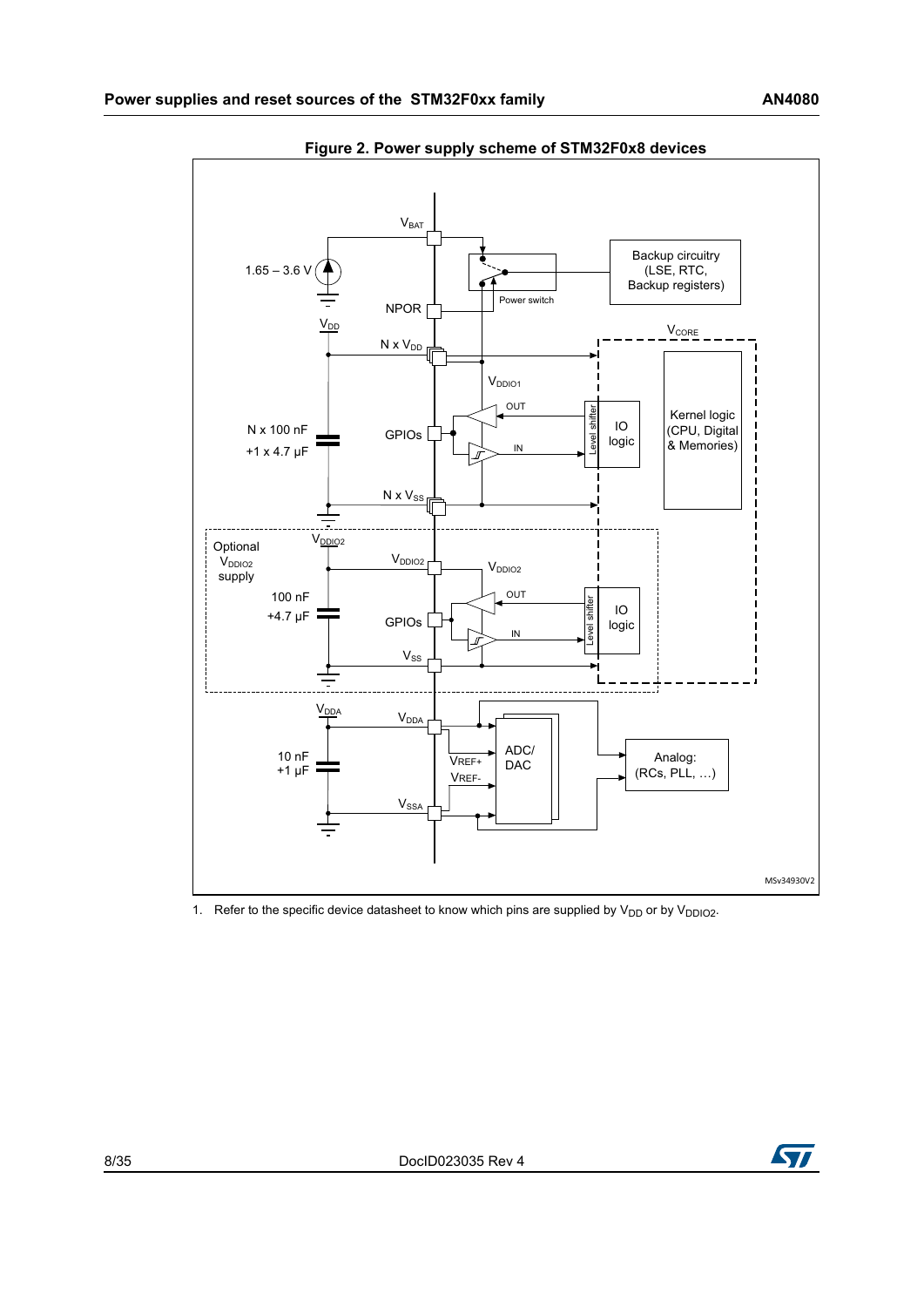**Figure 2. Power supply scheme of STM32F0x8 devices**

1. Refer to the specific device datasheet to know which pins are supplied by $V_{DD}$ or by $V_{DDIO2}$.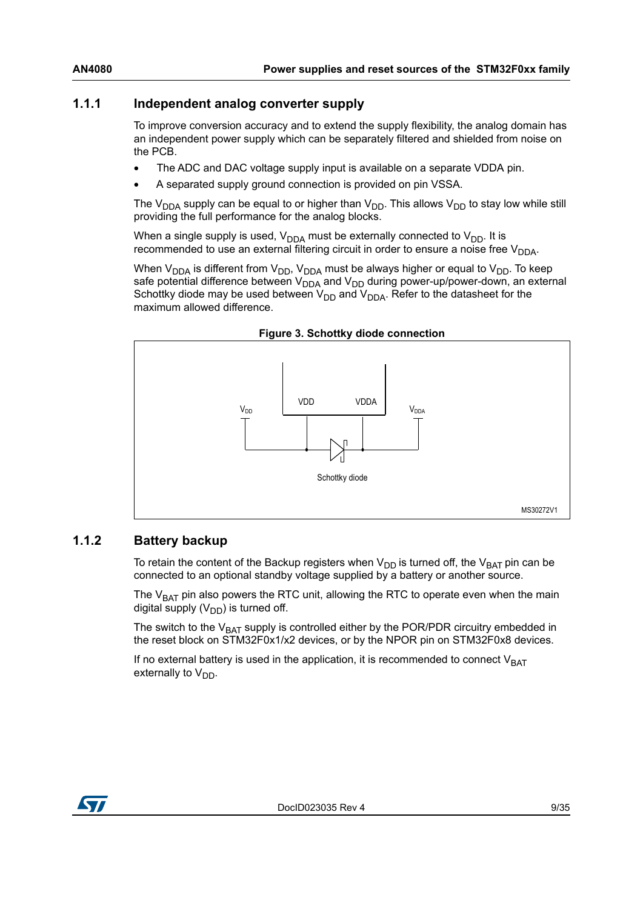### 1.1.1 Independent analog converter supply

To improve conversion accuracy and to extend the supply flexibility, the analog domain has an independent power supply which can be separately filtered and shielded from noise on the PCB.

- The ADC and DAC voltage supply input is available on a separate VDDA pin.
- A separated supply ground connection is provided on pin VSSA.

The $V_{DDA}$ supply can be equal to or higher than $V_{DD}$. This allows $V_{DD}$ to stay low while still providing the full performance for the analog blocks.

When a single supply is used, $V_{DDA}$ must be externally connected to $V_{DD}$. It is recommended to use an external filtering circuit in order to ensure a noise free $V_{DDA}$.

When $V_{DDA}$ is different from $V_{DD}$, $V_{DDA}$ must be always higher or equal to $V_{DD}$. To keep safe potential difference between $V_{DDA}$ and $V_{DD}$ during power-up/power-down, an external Schottky diode may be used between $V_{DD}$ and $V_{DDA}$. Refer to the datasheet for the maximum allowed difference.

**Figure 3. Schottky diode connection**

VDD VDDA $V_{DD}$ $V_{DDA}$ Schottky diode MS30272V1

### 1.1.2 Battery backup

To retain the content of the Backup registers when $V_{DD}$ is turned off, the $V_{BAT}$ pin can be connected to an optional standby voltage supplied by a battery or another source.

The $V_{BAT}$ pin also powers the RTC unit, allowing the RTC to operate even when the main digital supply ($V_{DD}$) is turned off.

The switch to the $V_{BAT}$ supply is controlled either by the POR/PDR circuitry embedded in the reset block on STM32F0x1/x2 devices, or by the NPOR pin on STM32F0x8 devices.

If no external battery is used in the application, it is recommended to connect $V_{BAT}$ externally to $V_{DD}$.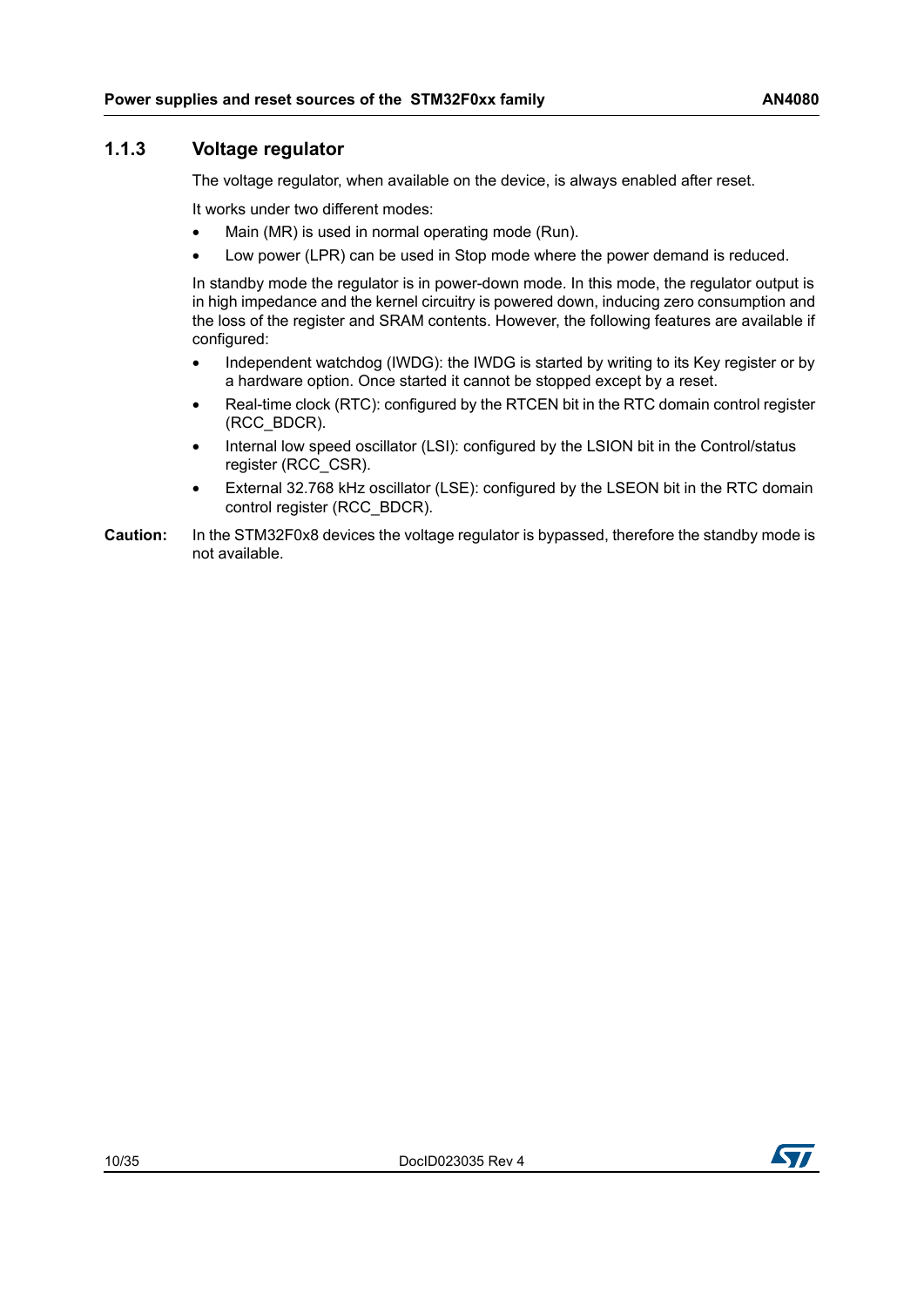### 1.1.3 Voltage regulator

The voltage regulator, when available on the device, is always enabled after reset.

It works under two different modes:

- Main (MR) is used in normal operating mode (Run).
- Low power (LPR) can be used in Stop mode where the power demand is reduced.

In standby mode the regulator is in power-down mode. In this mode, the regulator output is in high impedance and the kernel circuitry is powered down, inducing zero consumption and the loss of the register and SRAM contents. However, the following features are available if configured:

- Independent watchdog (IWDG): the IWDG is started by writing to its Key register or by a hardware option. Once started it cannot be stopped except by a reset.
- Real-time clock (RTC): configured by the RTCEN bit in the RTC domain control register (RCC_BDCR).
- Internal low speed oscillator (LSI): configured by the LSION bit in the Control/status register (RCC_CSR).
- External 32.768 kHz oscillator (LSE): configured by the LSEON bit in the RTC domain control register (RCC_BDCR).

**Caution:** In the STM32F0x8 devices the voltage regulator is bypassed, therefore the standby mode is not available.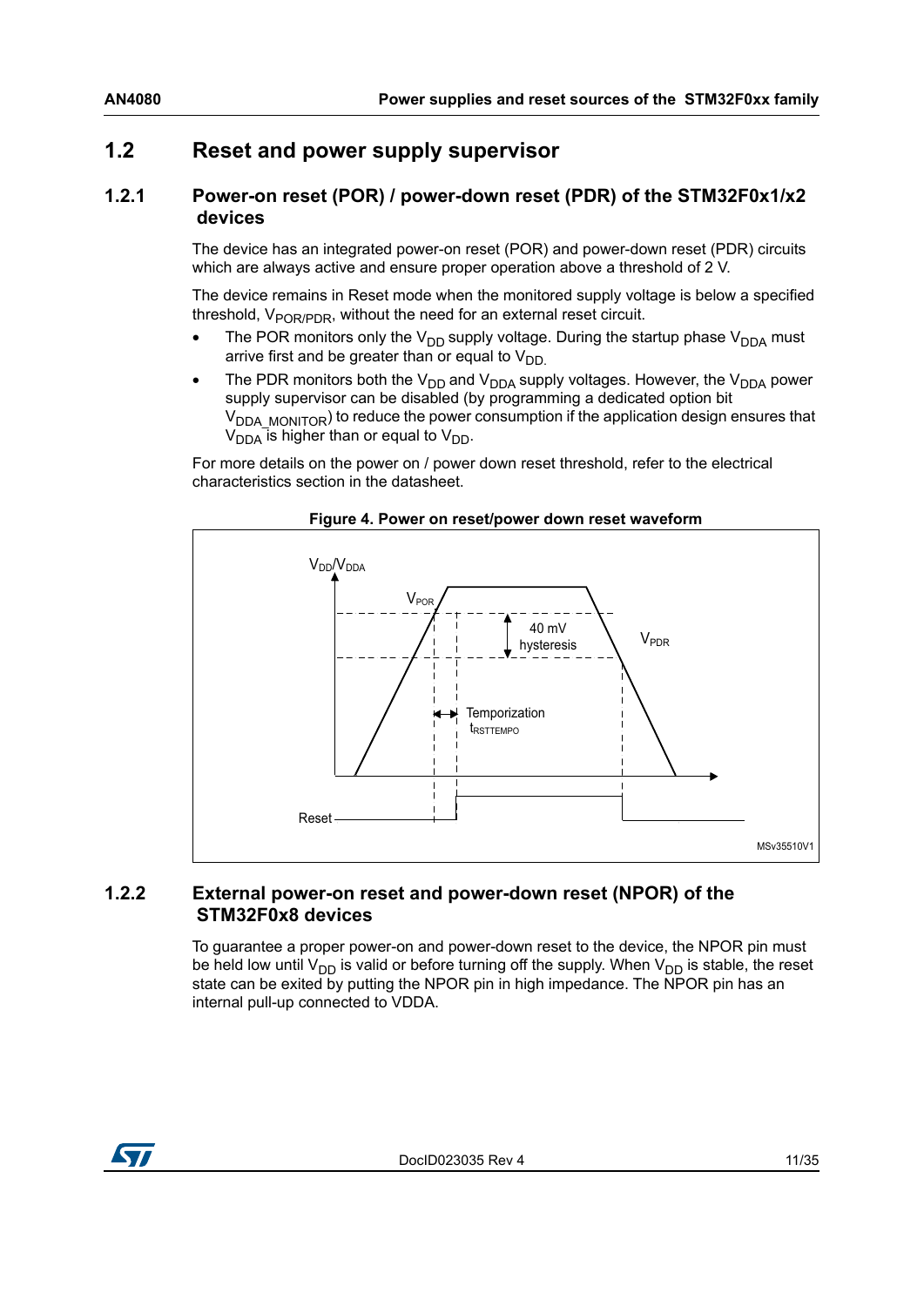## 1.2 Reset and power supply supervisor

### 1.2.1 Power-on reset (POR) / power-down reset (PDR) of the STM32F0x1/x2 devices

The device has an integrated power-on reset (POR) and power-down reset (PDR) circuits which are always active and ensure proper operation above a threshold of 2 V.

The device remains in Reset mode when the monitored supply voltage is below a specified threshold, $V_{POR/PDR}$, without the need for an external reset circuit.

- The POR monitors only the $V_{DD}$ supply voltage. During the startup phase $V_{DDA}$ must arrive first and be greater than or equal to $V_{DD}$.
- The PDR monitors both the $V_{DD}$ and $V_{DDA}$ supply voltages. However, the $V_{DDA}$ power supply supervisor can be disabled (by programming a dedicated option bit $V_{DDA\_MONITOR}$) to reduce the power consumption if the application design ensures that $V_{DDA}$ is higher than or equal to $V_{DD}$.

For more details on the power on / power down reset threshold, refer to the electrical characteristics section in the datasheet.

**Figure 4. Power on reset/power down reset waveform**

### 1.2.2 External power-on reset and power-down reset (NPOR) of the STM32F0x8 devices

To guarantee a proper power-on and power-down reset to the device, the NPOR pin must be held low until $V_{DD}$ is valid or before turning off the supply. When $V_{DD}$ is stable, the reset state can be exited by putting the NPOR pin in high impedance. The NPOR pin has an internal pull-up connected to VDDA.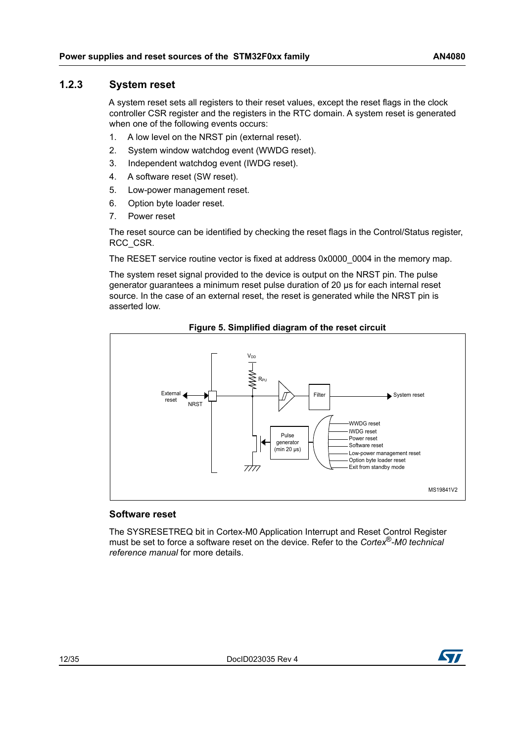### 1.2.3 System reset

A system reset sets all registers to their reset values, except the reset flags in the clock controller CSR register and the registers in the RTC domain. A system reset is generated when one of the following events occurs:

1. A low level on the NRST pin (external reset).
2. System window watchdog event (WWDG reset).
3. Independent watchdog event (IWDG reset).
4. A software reset (SW reset).
5. Low-power management reset.
6. Option byte loader reset.
7. Power reset

The reset source can be identified by checking the reset flags in the Control/Status register, RCC_CSR.

The RESET service routine vector is fixed at address 0x0000_0004 in the memory map.

The system reset signal provided to the device is output on the NRST pin. The pulse generator guarantees a minimum reset pulse duration of 20 µs for each internal reset source. In the case of an external reset, the reset is generated while the NRST pin is asserted low.

**Figure 5. Simplified diagram of the reset circuit**

#### Software reset

The SYSRESETREQ bit in Cortex-M0 Application Interrupt and Reset Control Register must be set to force a software reset on the device. Refer to the *Cortex®-M0 technical reference manual* for more details.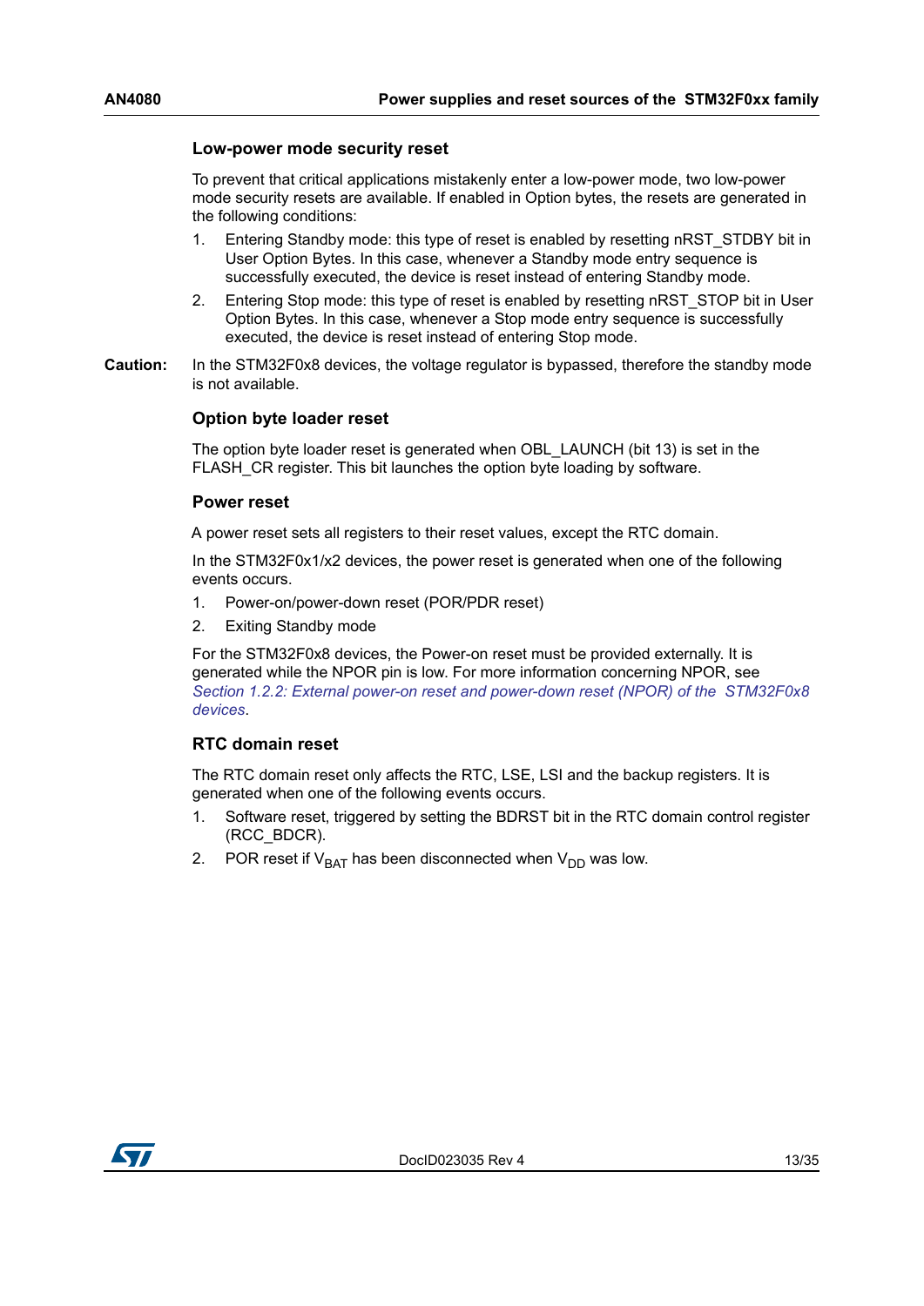### Low-power mode security reset

To prevent that critical applications mistakenly enter a low-power mode, two low-power mode security resets are available. If enabled in Option bytes, the resets are generated in the following conditions:

1. Entering Standby mode: this type of reset is enabled by resetting nRST_STDBY bit in User Option Bytes. In this case, whenever a Standby mode entry sequence is successfully executed, the device is reset instead of entering Standby mode.
2. Entering Stop mode: this type of reset is enabled by resetting nRST_STOP bit in User Option Bytes. In this case, whenever a Stop mode entry sequence is successfully executed, the device is reset instead of entering Stop mode.

**Caution:** In the STM32F0x8 devices, the voltage regulator is bypassed, therefore the standby mode is not available.

### Option byte loader reset

The option byte loader reset is generated when OBL_LAUNCH (bit 13) is set in the FLASH_CR register. This bit launches the option byte loading by software.

### Power reset

A power reset sets all registers to their reset values, except the RTC domain.

In the STM32F0x1/x2 devices, the power reset is generated when one of the following events occurs.

1. Power-on/power-down reset (POR/PDR reset)
2. Exiting Standby mode

For the STM32F0x8 devices, the Power-on reset must be provided externally. It is generated while the NPOR pin is low. For more information concerning NPOR, see *Section 1.2.2: External power-on reset and power-down reset (NPOR) of the STM32F0x8 devices*.

### RTC domain reset

The RTC domain reset only affects the RTC, LSE, LSI and the backup registers. It is generated when one of the following events occurs.

1. Software reset, triggered by setting the BDRST bit in the RTC domain control register (RCC_BDCR).
2. POR reset if $V_{BAT}$ has been disconnected when $V_{DD}$ was low.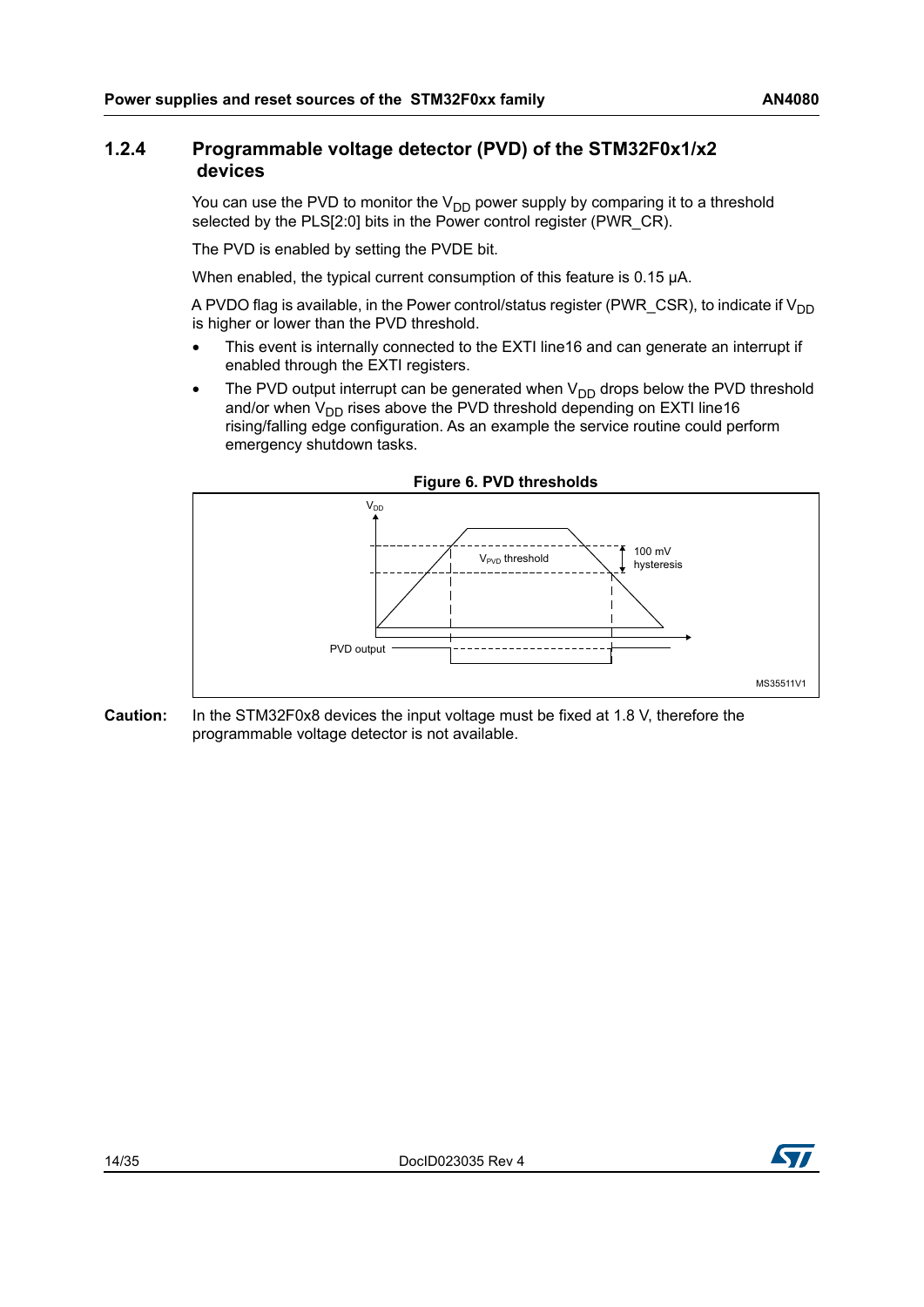### 1.2.4 Programmable voltage detector (PVD) of the STM32F0x1/x2 devices

You can use the PVD to monitor the $V_{DD}$ power supply by comparing it to a threshold selected by the PLS[2:0] bits in the Power control register (PWR_CR).

The PVD is enabled by setting the PVDE bit.

When enabled, the typical current consumption of this feature is 0.15 µA.

A PVDO flag is available, in the Power control/status register (PWR_CSR), to indicate if $V_{DD}$ is higher or lower than the PVD threshold.

- This event is internally connected to the EXTI line16 and can generate an interrupt if enabled through the EXTI registers.
- The PVD output interrupt can be generated when $V_{DD}$ drops below the PVD threshold and/or when $V_{DD}$ rises above the PVD threshold depending on EXTI line16 rising/falling edge configuration. As an example the service routine could perform emergency shutdown tasks.

**Figure 6. PVD thresholds**

**Caution:** In the STM32F0x8 devices the input voltage must be fixed at 1.8 V, therefore the programmable voltage detector is not available.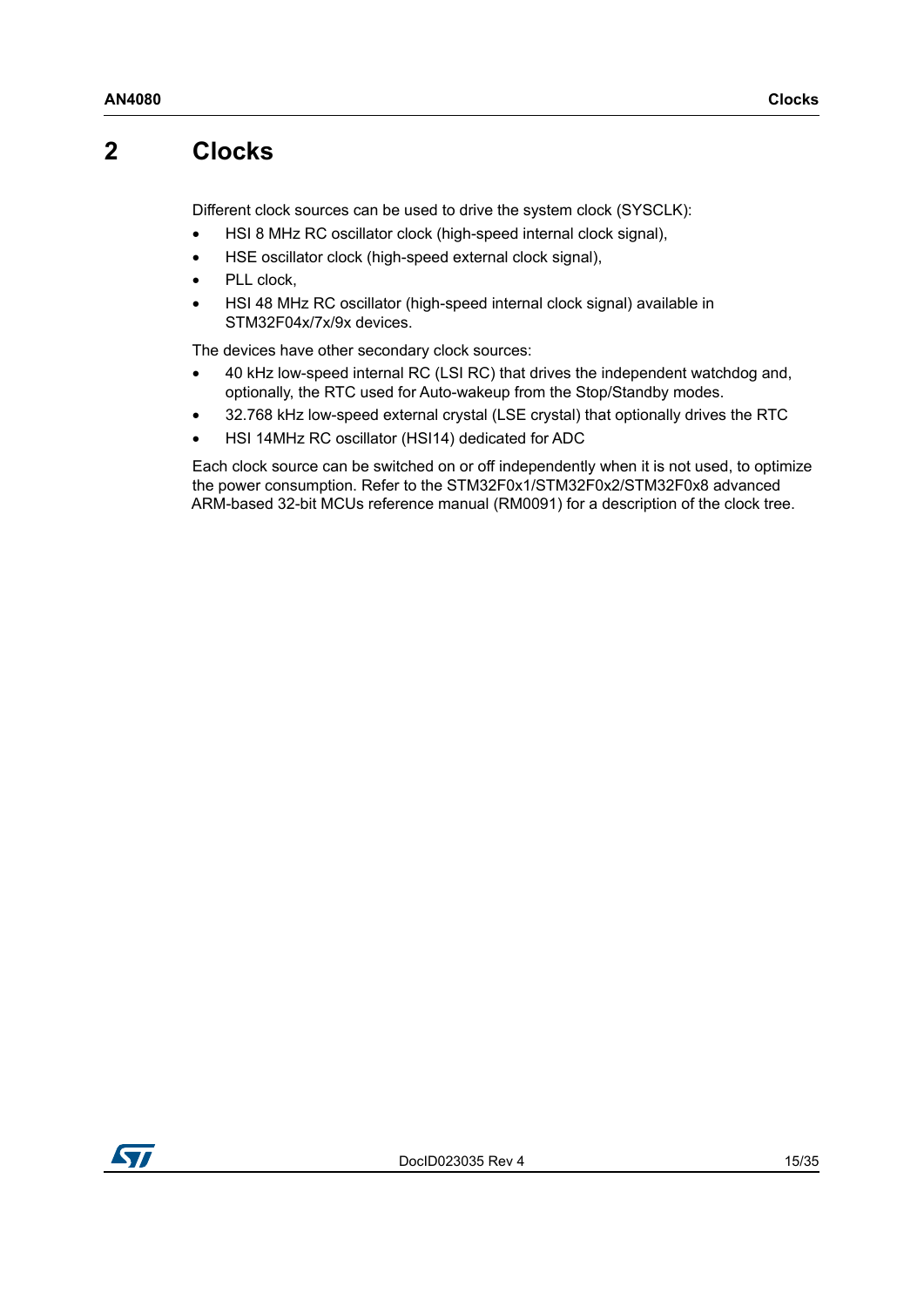# 2 Clocks

Different clock sources can be used to drive the system clock (SYSCLK):

- HSI 8 MHz RC oscillator clock (high-speed internal clock signal),
- HSE oscillator clock (high-speed external clock signal),
- PLL clock,
- HSI 48 MHz RC oscillator (high-speed internal clock signal) available in STM32F04x/7x/9x devices.

The devices have other secondary clock sources:

- 40 kHz low-speed internal RC (LSI RC) that drives the independent watchdog and, optionally, the RTC used for Auto-wakeup from the Stop/Standby modes.
- 32.768 kHz low-speed external crystal (LSE crystal) that optionally drives the RTC
- HSI 14MHz RC oscillator (HSI14) dedicated for ADC

Each clock source can be switched on or off independently when it is not used, to optimize the power consumption. Refer to the STM32F0x1/STM32F0x2/STM32F0x8 advanced ARM-based 32-bit MCUs reference manual (RM0091) for a description of the clock tree.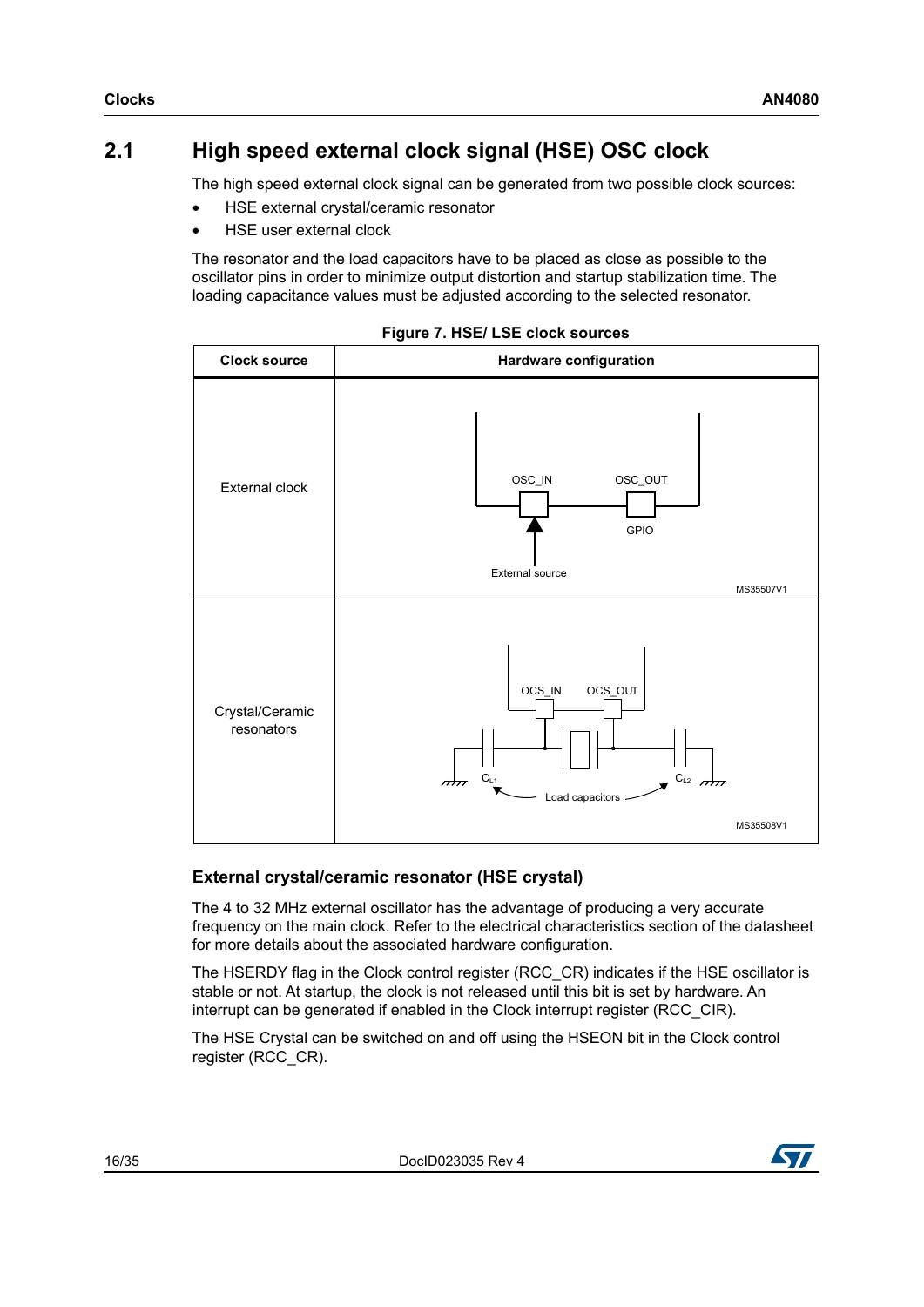## 2.1 High speed external clock signal (HSE) OSC clock

The high speed external clock signal can be generated from two possible clock sources:

- HSE external crystal/ceramic resonator
- HSE user external clock

The resonator and the load capacitors have to be placed as close as possible to the oscillator pins in order to minimize output distortion and startup stabilization time. The loading capacitance values must be adjusted according to the selected resonator.

**Figure 7. HSE/ LSE clock sources**

| Clock source | Hardware configuration |
| --- | --- |
| External clock | OSC_IN, OSC_OUT, GPIO, External source (MS35507V1) |
| Crystal/Ceramic resonators | OCS_IN, OCS_OUT, $C_{L1}$, $C_{L2}$, Load capacitors (MS35508V1) |

### External crystal/ceramic resonator (HSE crystal)

The 4 to 32 MHz external oscillator has the advantage of producing a very accurate frequency on the main clock. Refer to the electrical characteristics section of the datasheet for more details about the associated hardware configuration.

The HSERDY flag in the Clock control register (RCC_CR) indicates if the HSE oscillator is stable or not. At startup, the clock is not released until this bit is set by hardware. An interrupt can be generated if enabled in the Clock interrupt register (RCC_CIR).

The HSE Crystal can be switched on and off using the HSEON bit in the Clock control register (RCC_CR).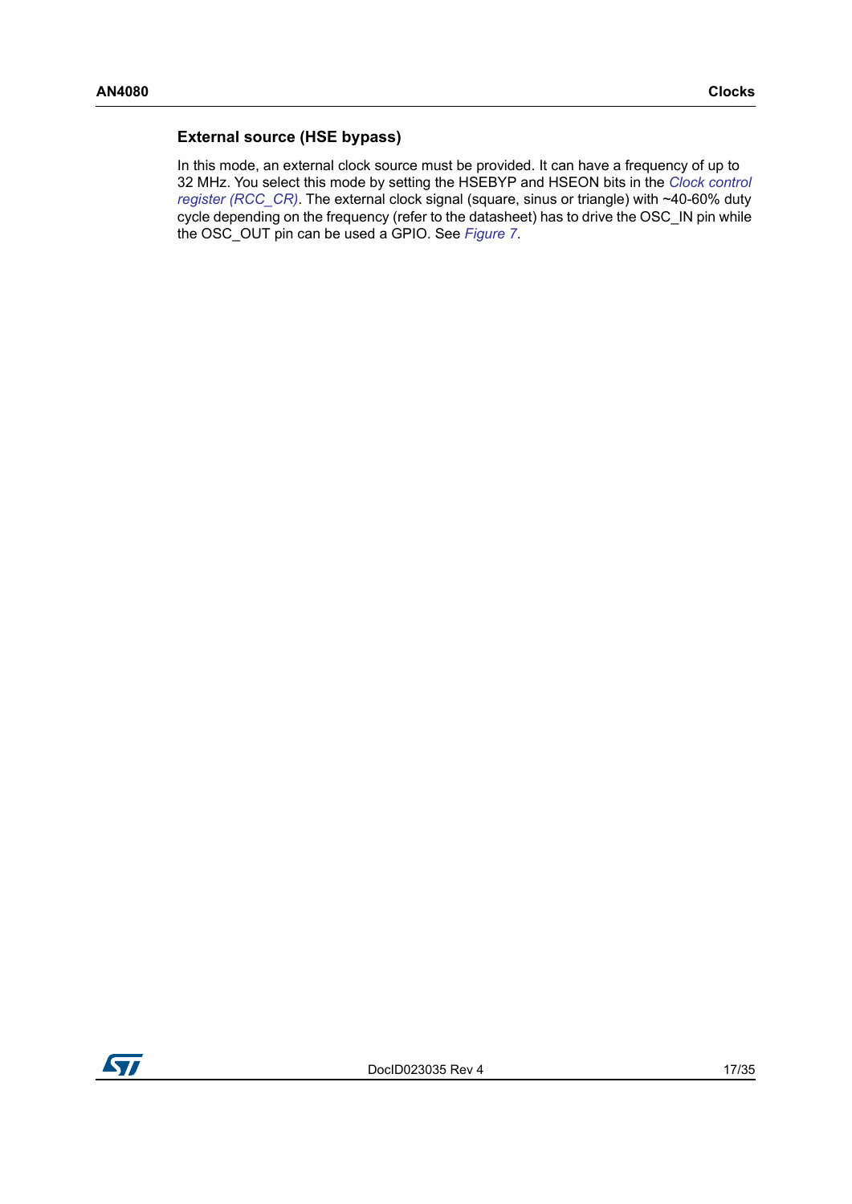### External source (HSE bypass)

In this mode, an external clock source must be provided. It can have a frequency of up to 32 MHz. You select this mode by setting the HSEBYP and HSEON bits in the *Clock control register (RCC_CR)*. The external clock signal (square, sinus or triangle) with ~40-60% duty cycle depending on the frequency (refer to the datasheet) has to drive the OSC_IN pin while the OSC_OUT pin can be used a GPIO. See *Figure 7*.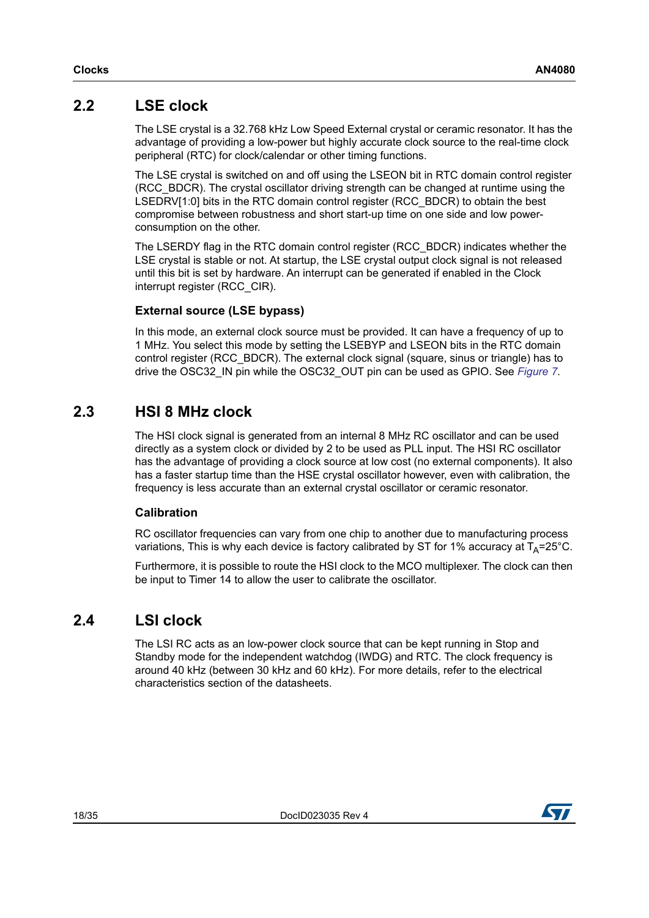## 2.2 LSE clock

The LSE crystal is a 32.768 kHz Low Speed External crystal or ceramic resonator. It has the advantage of providing a low-power but highly accurate clock source to the real-time clock peripheral (RTC) for clock/calendar or other timing functions.

The LSE crystal is switched on and off using the LSEON bit in RTC domain control register (RCC_BDCR). The crystal oscillator driving strength can be changed at runtime using the LSEDRV[1:0] bits in the RTC domain control register (RCC_BDCR) to obtain the best compromise between robustness and short start-up time on one side and low power-consumption on the other.

The LSERDY flag in the RTC domain control register (RCC_BDCR) indicates whether the LSE crystal is stable or not. At startup, the LSE crystal output clock signal is not released until this bit is set by hardware. An interrupt can be generated if enabled in the Clock interrupt register (RCC_CIR).

### External source (LSE bypass)

In this mode, an external clock source must be provided. It can have a frequency of up to 1 MHz. You select this mode by setting the LSEBYP and LSEON bits in the RTC domain control register (RCC_BDCR). The external clock signal (square, sinus or triangle) has to drive the OSC32_IN pin while the OSC32_OUT pin can be used as GPIO. See *Figure 7*.

## 2.3 HSI 8 MHz clock

The HSI clock signal is generated from an internal 8 MHz RC oscillator and can be used directly as a system clock or divided by 2 to be used as PLL input. The HSI RC oscillator has the advantage of providing a clock source at low cost (no external components). It also has a faster startup time than the HSE crystal oscillator however, even with calibration, the frequency is less accurate than an external crystal oscillator or ceramic resonator.

### Calibration

RC oscillator frequencies can vary from one chip to another due to manufacturing process variations, This is why each device is factory calibrated by ST for 1% accuracy at $T_A$=25°C.

Furthermore, it is possible to route the HSI clock to the MCO multiplexer. The clock can then be input to Timer 14 to allow the user to calibrate the oscillator.

## 2.4 LSI clock

The LSI RC acts as an low-power clock source that can be kept running in Stop and Standby mode for the independent watchdog (IWDG) and RTC. The clock frequency is around 40 kHz (between 30 kHz and 60 kHz). For more details, refer to the electrical characteristics section of the datasheets.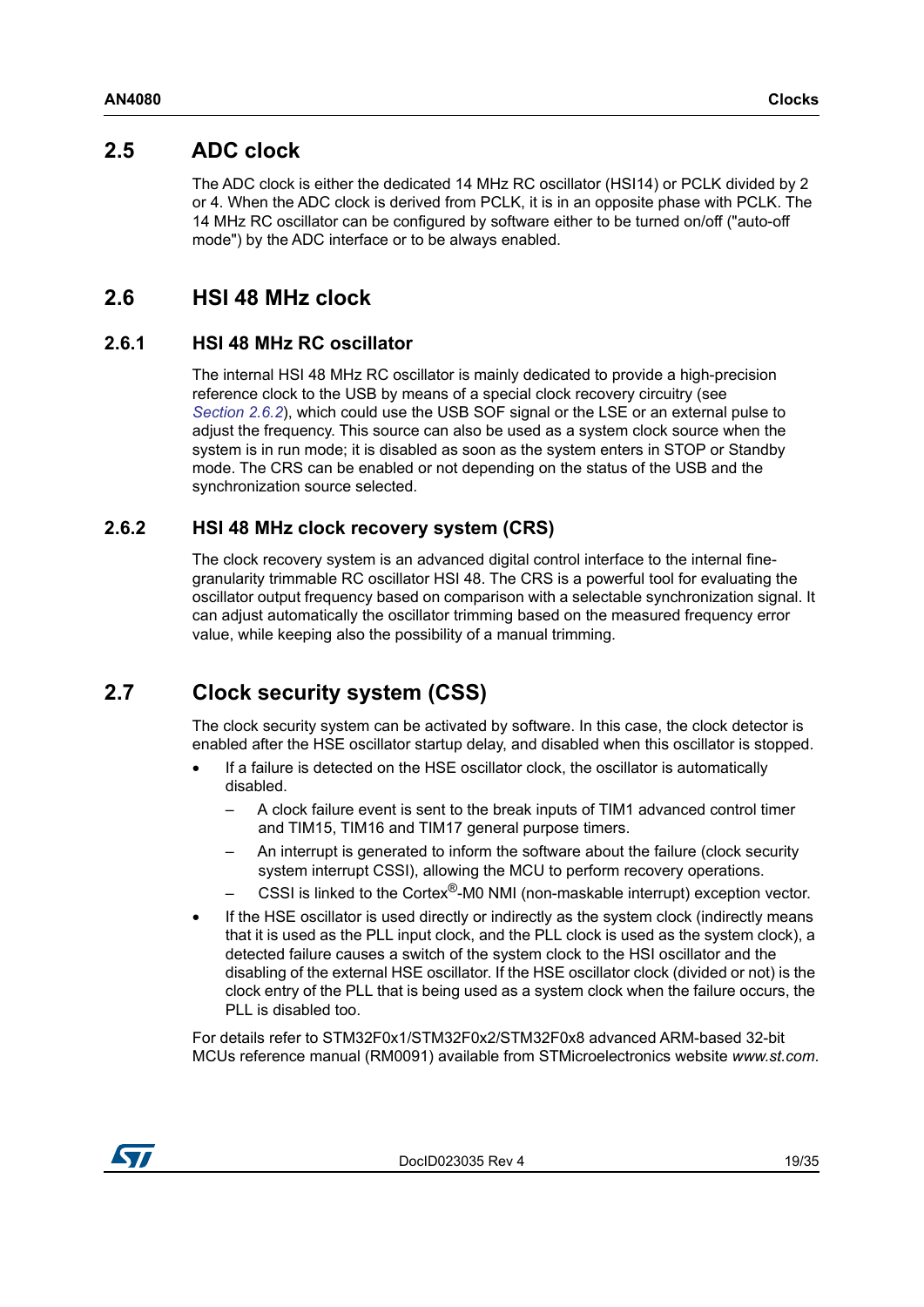## 2.5 ADC clock

The ADC clock is either the dedicated 14 MHz RC oscillator (HSI14) or PCLK divided by 2 or 4. When the ADC clock is derived from PCLK, it is in an opposite phase with PCLK. The 14 MHz RC oscillator can be configured by software either to be turned on/off ("auto-off mode") by the ADC interface or to be always enabled.

## 2.6 HSI 48 MHz clock

### 2.6.1 HSI 48 MHz RC oscillator

The internal HSI 48 MHz RC oscillator is mainly dedicated to provide a high-precision reference clock to the USB by means of a special clock recovery circuitry (see *Section 2.6.2*), which could use the USB SOF signal or the LSE or an external pulse to adjust the frequency. This source can also be used as a system clock source when the system is in run mode; it is disabled as soon as the system enters in STOP or Standby mode. The CRS can be enabled or not depending on the status of the USB and the synchronization source selected.

### 2.6.2 HSI 48 MHz clock recovery system (CRS)

The clock recovery system is an advanced digital control interface to the internal fine-granularity trimmable RC oscillator HSI 48. The CRS is a powerful tool for evaluating the oscillator output frequency based on comparison with a selectable synchronization signal. It can adjust automatically the oscillator trimming based on the measured frequency error value, while keeping also the possibility of a manual trimming.

## 2.7 Clock security system (CSS)

The clock security system can be activated by software. In this case, the clock detector is enabled after the HSE oscillator startup delay, and disabled when this oscillator is stopped.

- If a failure is detected on the HSE oscillator clock, the oscillator is automatically disabled.
  - A clock failure event is sent to the break inputs of TIM1 advanced control timer and TIM15, TIM16 and TIM17 general purpose timers.
  - An interrupt is generated to inform the software about the failure (clock security system interrupt CSSI), allowing the MCU to perform recovery operations.
  - CSSI is linked to the Cortex®-M0 NMI (non-maskable interrupt) exception vector.
- If the HSE oscillator is used directly or indirectly as the system clock (indirectly means that it is used as the PLL input clock, and the PLL clock is used as the system clock), a detected failure causes a switch of the system clock to the HSI oscillator and the disabling of the external HSE oscillator. If the HSE oscillator clock (divided or not) is the clock entry of the PLL that is being used as a system clock when the failure occurs, the PLL is disabled too.

For details refer to STM32F0x1/STM32F0x2/STM32F0x8 advanced ARM-based 32-bit MCUs reference manual (RM0091) available from STMicroelectronics website *www.st.com*.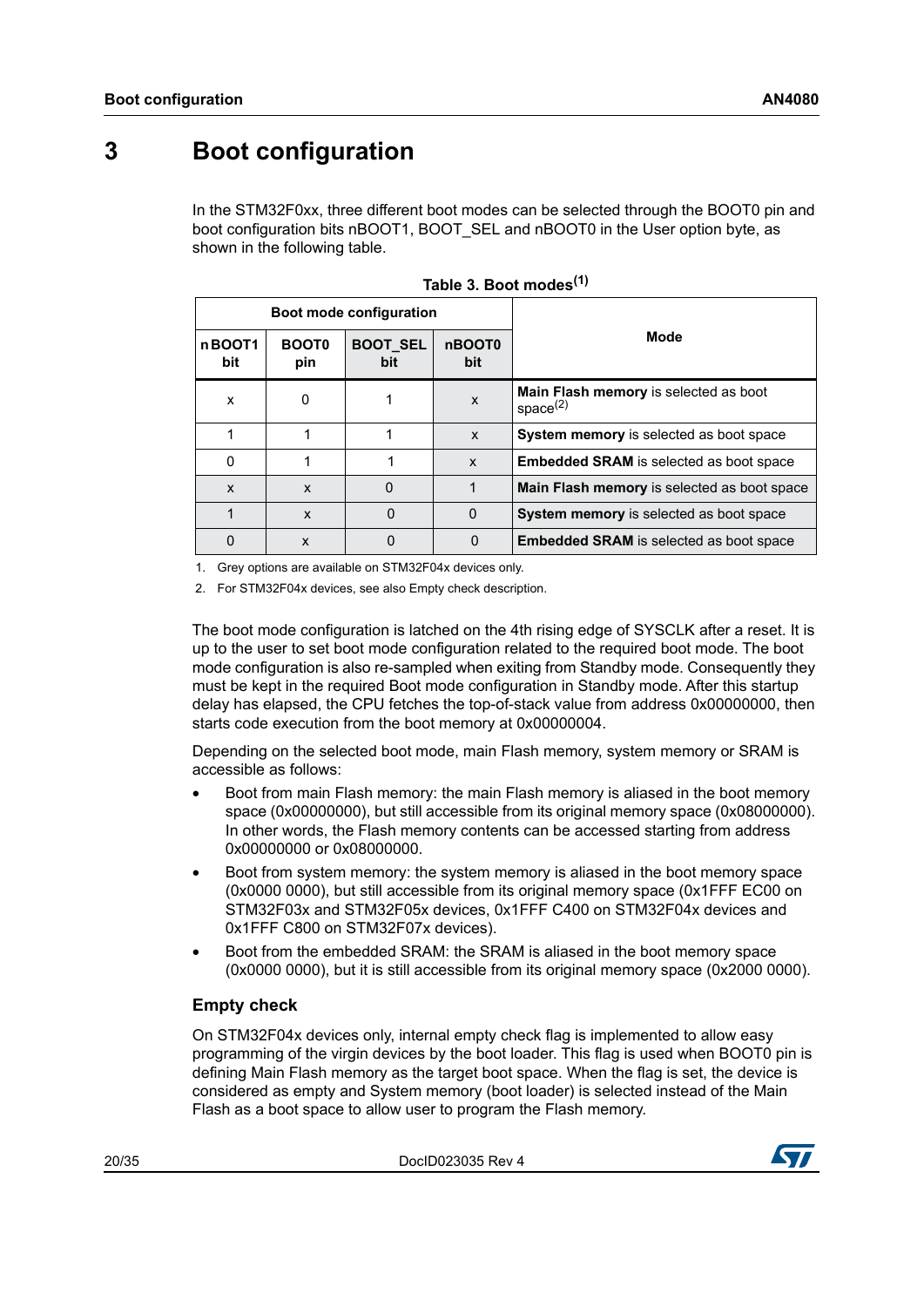# 3 Boot configuration

In the STM32F0xx, three different boot modes can be selected through the BOOT0 pin and boot configuration bits nBOOT1, BOOT_SEL and nBOOT0 in the User option byte, as shown in the following table.

**Table 3. Boot modes[(1)]**

| Boot mode configuration | | | | Mode |
|---|---|---|---|---|
| **nBOOT1 bit** | **BOOT0 pin** | **BOOT_SEL bit** | **nBOOT0 bit** | |
| x | 0 | 1 | x | **Main Flash memory** is selected as boot space[(2)] |
| 1 | 1 | 1 | x | **System memory** is selected as boot space |
| 0 | 1 | 1 | x | **Embedded SRAM** is selected as boot space |
| x | x | 0 | 1 | **Main Flash memory** is selected as boot space |
| 1 | x | 0 | 0 | **System memory** is selected as boot space |
| 0 | x | 0 | 0 | **Embedded SRAM** is selected as boot space |

1. Grey options are available on STM32F04x devices only.
2. For STM32F04x devices, see also Empty check description.

The boot mode configuration is latched on the 4th rising edge of SYSCLK after a reset. It is up to the user to set boot mode configuration related to the required boot mode. The boot mode configuration is also re-sampled when exiting from Standby mode. Consequently they must be kept in the required Boot mode configuration in Standby mode. After this startup delay has elapsed, the CPU fetches the top-of-stack value from address 0x00000000, then starts code execution from the boot memory at 0x00000004.

Depending on the selected boot mode, main Flash memory, system memory or SRAM is accessible as follows:

- Boot from main Flash memory: the main Flash memory is aliased in the boot memory space (0x00000000), but still accessible from its original memory space (0x08000000). In other words, the Flash memory contents can be accessed starting from address 0x00000000 or 0x08000000.
- Boot from system memory: the system memory is aliased in the boot memory space (0x0000 0000), but still accessible from its original memory space (0x1FFF EC00 on STM32F03x and STM32F05x devices, 0x1FFF C400 on STM32F04x devices and 0x1FFF C800 on STM32F07x devices).
- Boot from the embedded SRAM: the SRAM is aliased in the boot memory space (0x0000 0000), but it is still accessible from its original memory space (0x2000 0000).

### Empty check

On STM32F04x devices only, internal empty check flag is implemented to allow easy programming of the virgin devices by the boot loader. This flag is used when BOOT0 pin is defining Main Flash memory as the target boot space. When the flag is set, the device is considered as empty and System memory (boot loader) is selected instead of the Main Flash as a boot space to allow user to program the Flash memory.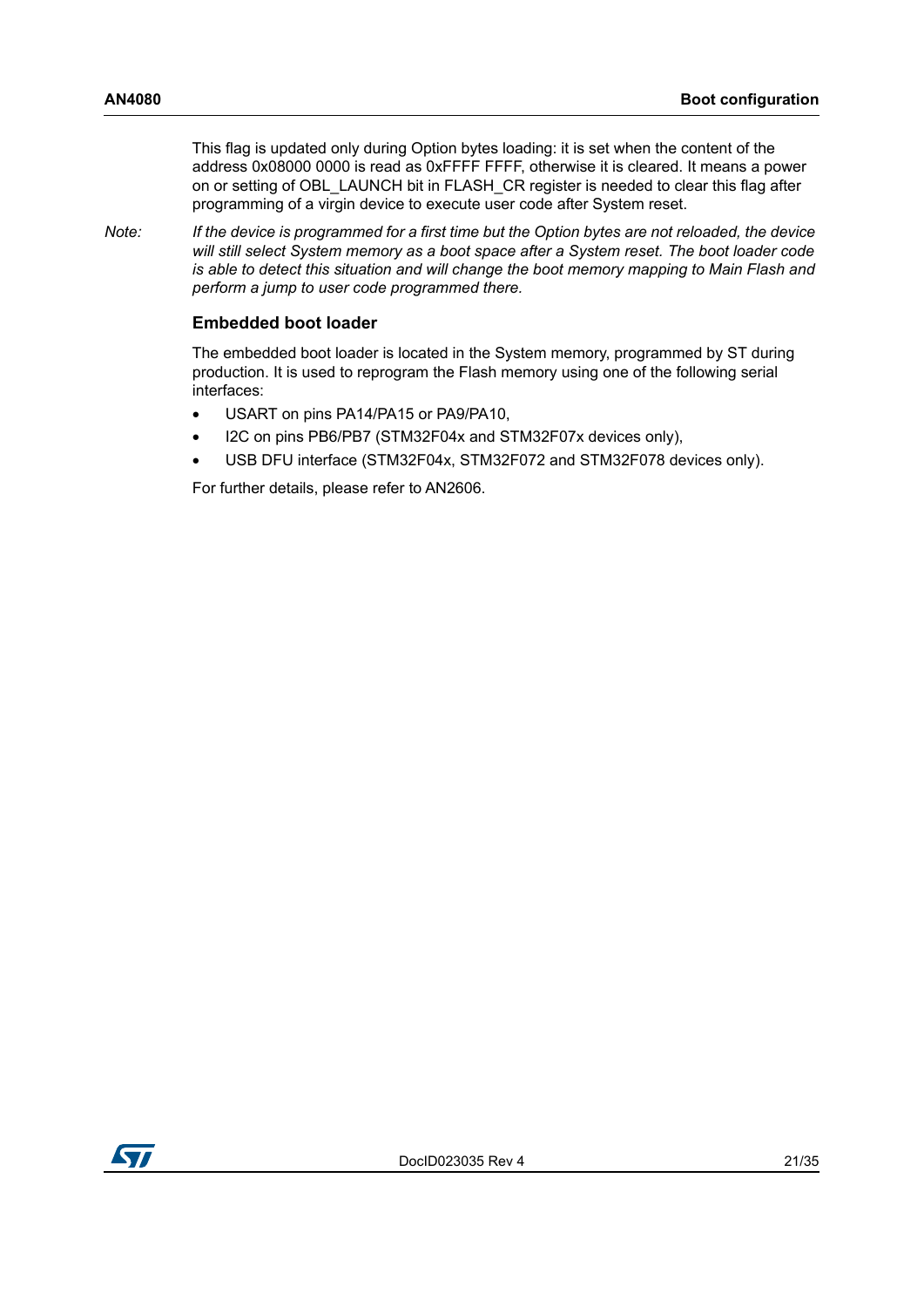This flag is updated only during Option bytes loading: it is set when the content of the address 0x08000 0000 is read as 0xFFFF FFFF, otherwise it is cleared. It means a power on or setting of OBL_LAUNCH bit in FLASH_CR register is needed to clear this flag after programming of a virgin device to execute user code after System reset.

*Note: If the device is programmed for a first time but the Option bytes are not reloaded, the device will still select System memory as a boot space after a System reset. The boot loader code is able to detect this situation and will change the boot memory mapping to Main Flash and perform a jump to user code programmed there.*

### Embedded boot loader

The embedded boot loader is located in the System memory, programmed by ST during production. It is used to reprogram the Flash memory using one of the following serial interfaces:

- USART on pins PA14/PA15 or PA9/PA10,
- I2C on pins PB6/PB7 (STM32F04x and STM32F07x devices only),
- USB DFU interface (STM32F04x, STM32F072 and STM32F078 devices only).

For further details, please refer to AN2606.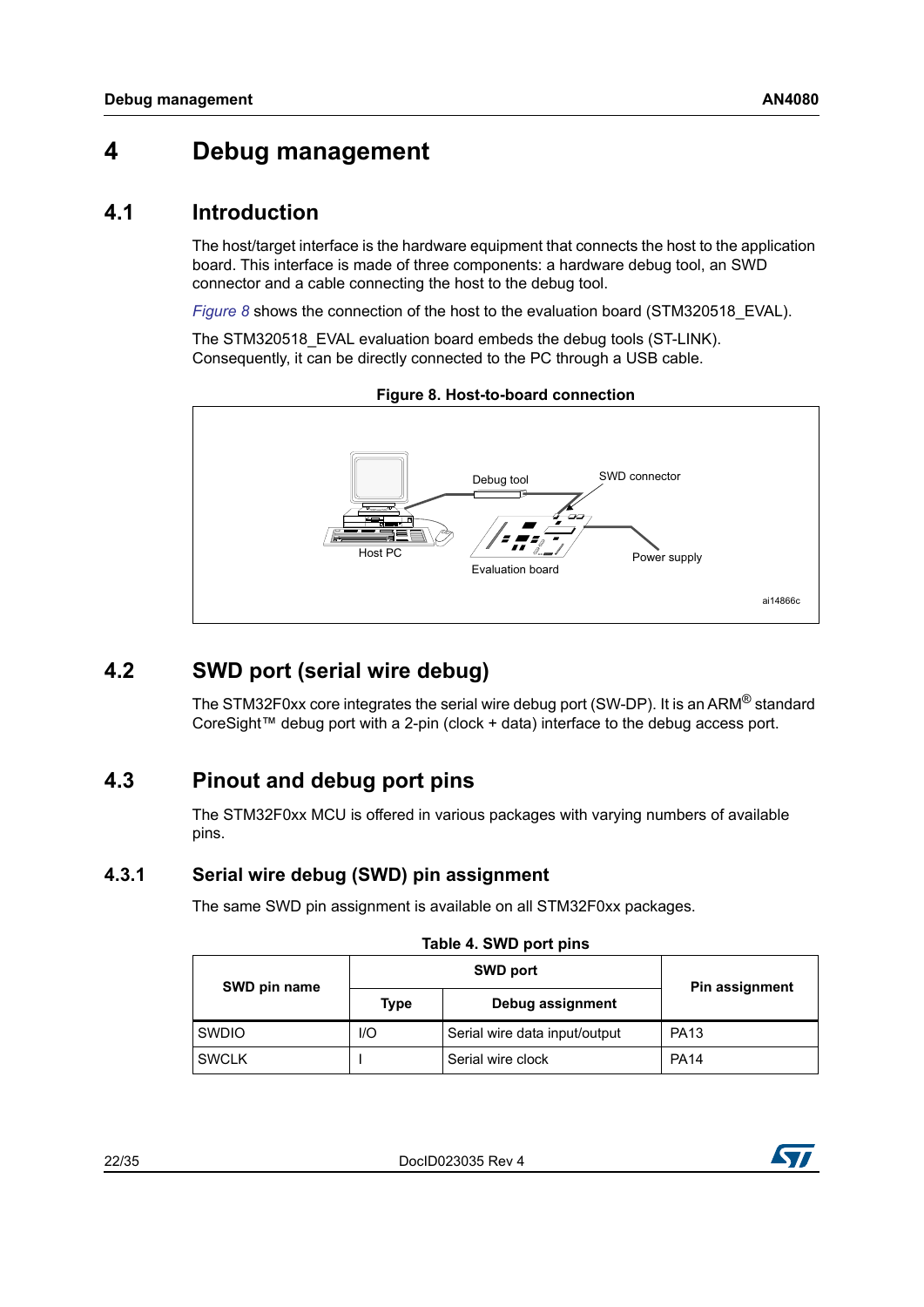# 4 Debug management

## 4.1 Introduction

The host/target interface is the hardware equipment that connects the host to the application board. This interface is made of three components: a hardware debug tool, an SWD connector and a cable connecting the host to the debug tool.

*Figure 8* shows the connection of the host to the evaluation board (STM320518_EVAL).

The STM320518_EVAL evaluation board embeds the debug tools (ST-LINK). Consequently, it can be directly connected to the PC through a USB cable.

**Figure 8. Host-to-board connection**

Host PC, Debug tool, SWD connector, Evaluation board, Power supply

ai14866c

## 4.2 SWD port (serial wire debug)

The STM32F0xx core integrates the serial wire debug port (SW-DP). It is an ARM® standard CoreSight™ debug port with a 2-pin (clock + data) interface to the debug access port.

## 4.3 Pinout and debug port pins

The STM32F0xx MCU is offered in various packages with varying numbers of available pins.

### 4.3.1 Serial wire debug (SWD) pin assignment

The same SWD pin assignment is available on all STM32F0xx packages.

**Table 4. SWD port pins**

| SWD pin name | SWD port | | Pin assignment |
|---|---|---|---|
| | Type | Debug assignment | |
| SWDIO | I/O | Serial wire data input/output | PA13 |
| SWCLK | I | Serial wire clock | PA14 |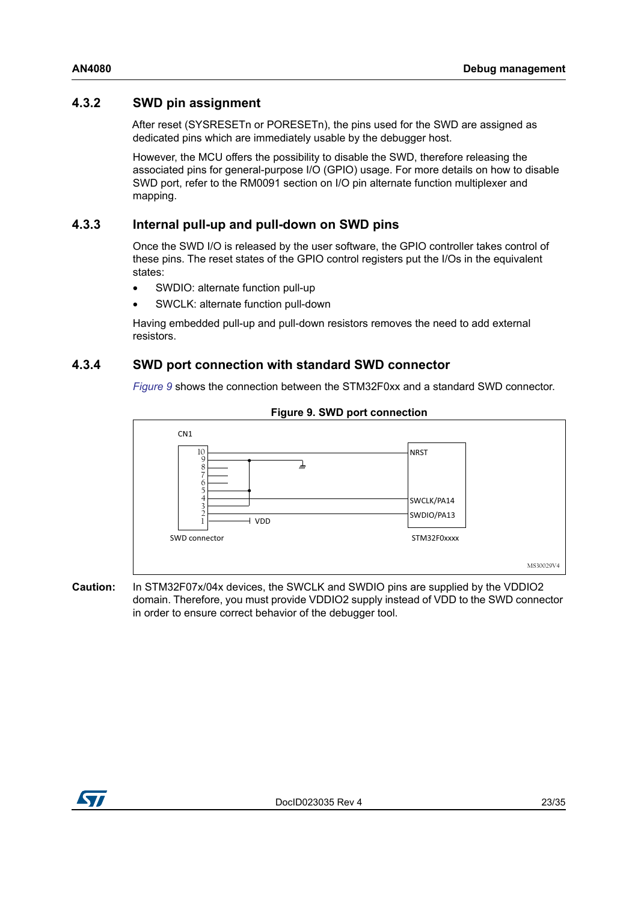### 4.3.2 SWD pin assignment

After reset (SYSRESETn or PORESETn), the pins used for the SWD are assigned as dedicated pins which are immediately usable by the debugger host.

However, the MCU offers the possibility to disable the SWD, therefore releasing the associated pins for general-purpose I/O (GPIO) usage. For more details on how to disable SWD port, refer to the RM0091 section on I/O pin alternate function multiplexer and mapping.

### 4.3.3 Internal pull-up and pull-down on SWD pins

Once the SWD I/O is released by the user software, the GPIO controller takes control of these pins. The reset states of the GPIO control registers put the I/Os in the equivalent states:

- SWDIO: alternate function pull-up
- SWCLK: alternate function pull-down

Having embedded pull-up and pull-down resistors removes the need to add external resistors.

### 4.3.4 SWD port connection with standard SWD connector

*Figure 9* shows the connection between the STM32F0xx and a standard SWD connector.

**Figure 9. SWD port connection**

CN1

10
9
8
7
6
5
4
3
2
1

VDD

NRST

SWCLK/PA14

SWDIO/PA13

SWD connector

STM32F0xxxx

MS30029V4

**Caution:** In STM32F07x/04x devices, the SWCLK and SWDIO pins are supplied by the VDDIO2 domain. Therefore, you must provide VDDIO2 supply instead of VDD to the SWD connector in order to ensure correct behavior of the debugger tool.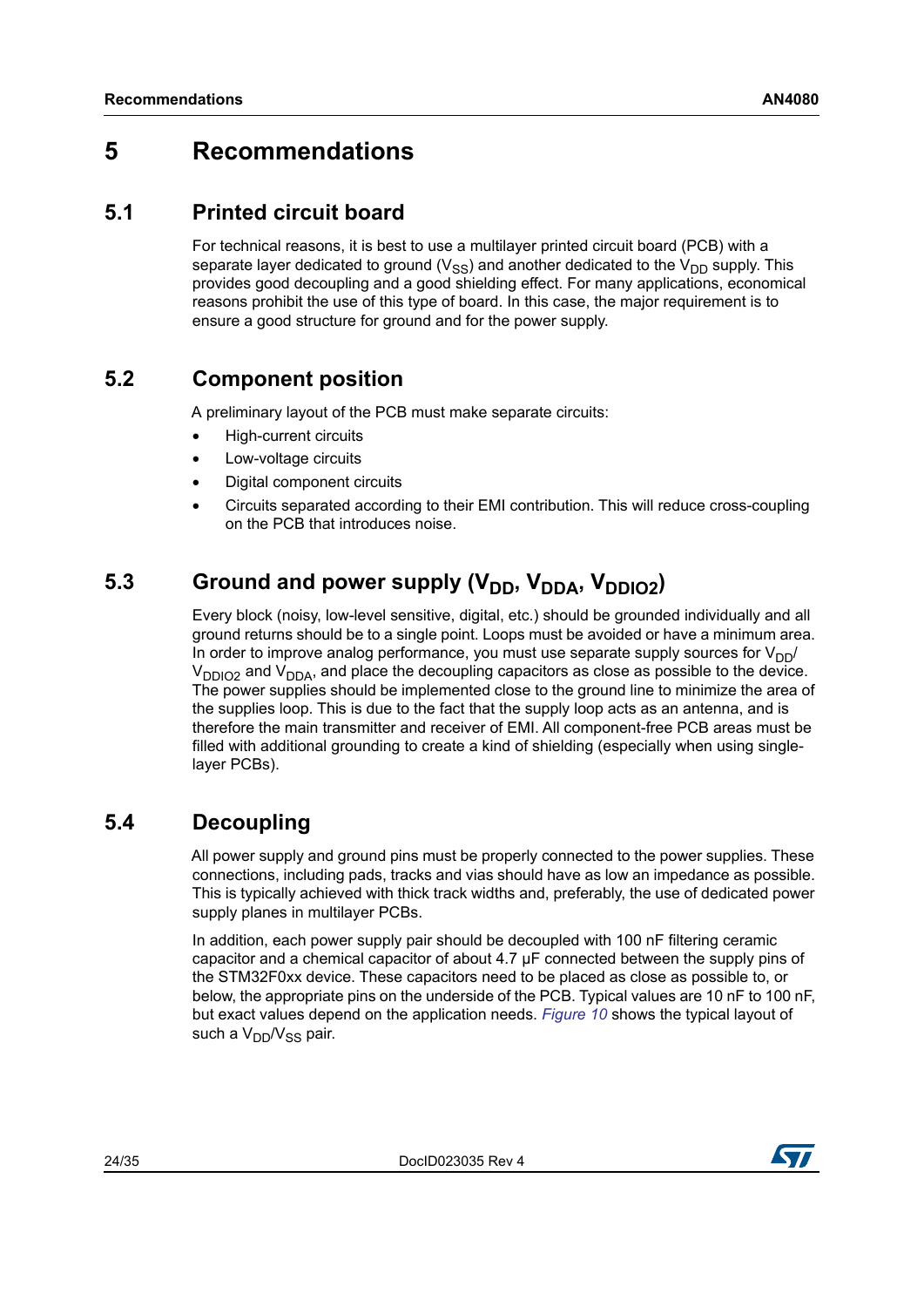# 5 Recommendations

## 5.1 Printed circuit board

For technical reasons, it is best to use a multilayer printed circuit board (PCB) with a separate layer dedicated to ground ($V_{SS}$) and another dedicated to the $V_{DD}$ supply. This provides good decoupling and a good shielding effect. For many applications, economical reasons prohibit the use of this type of board. In this case, the major requirement is to ensure a good structure for ground and for the power supply.

## 5.2 Component position

A preliminary layout of the PCB must make separate circuits:

- High-current circuits
- Low-voltage circuits
- Digital component circuits
- Circuits separated according to their EMI contribution. This will reduce cross-coupling on the PCB that introduces noise.

## 5.3 Ground and power supply ($V_{DD}$, $V_{DDA}$, $V_{DDIO2}$)

Every block (noisy, low-level sensitive, digital, etc.) should be grounded individually and all ground returns should be to a single point. Loops must be avoided or have a minimum area. In order to improve analog performance, you must use separate supply sources for $V_{DD}$/ $V_{DDIO2}$ and $V_{DDA}$, and place the decoupling capacitors as close as possible to the device. The power supplies should be implemented close to the ground line to minimize the area of the supplies loop. This is due to the fact that the supply loop acts as an antenna, and is therefore the main transmitter and receiver of EMI. All component-free PCB areas must be filled with additional grounding to create a kind of shielding (especially when using single-layer PCBs).

## 5.4 Decoupling

All power supply and ground pins must be properly connected to the power supplies. These connections, including pads, tracks and vias should have as low an impedance as possible. This is typically achieved with thick track widths and, preferably, the use of dedicated power supply planes in multilayer PCBs.

In addition, each power supply pair should be decoupled with 100 nF filtering ceramic capacitor and a chemical capacitor of about 4.7 µF connected between the supply pins of the STM32F0xx device. These capacitors need to be placed as close as possible to, or below, the appropriate pins on the underside of the PCB. Typical values are 10 nF to 100 nF, but exact values depend on the application needs. *Figure 10* shows the typical layout of such a $V_{DD}$/$V_{SS}$ pair.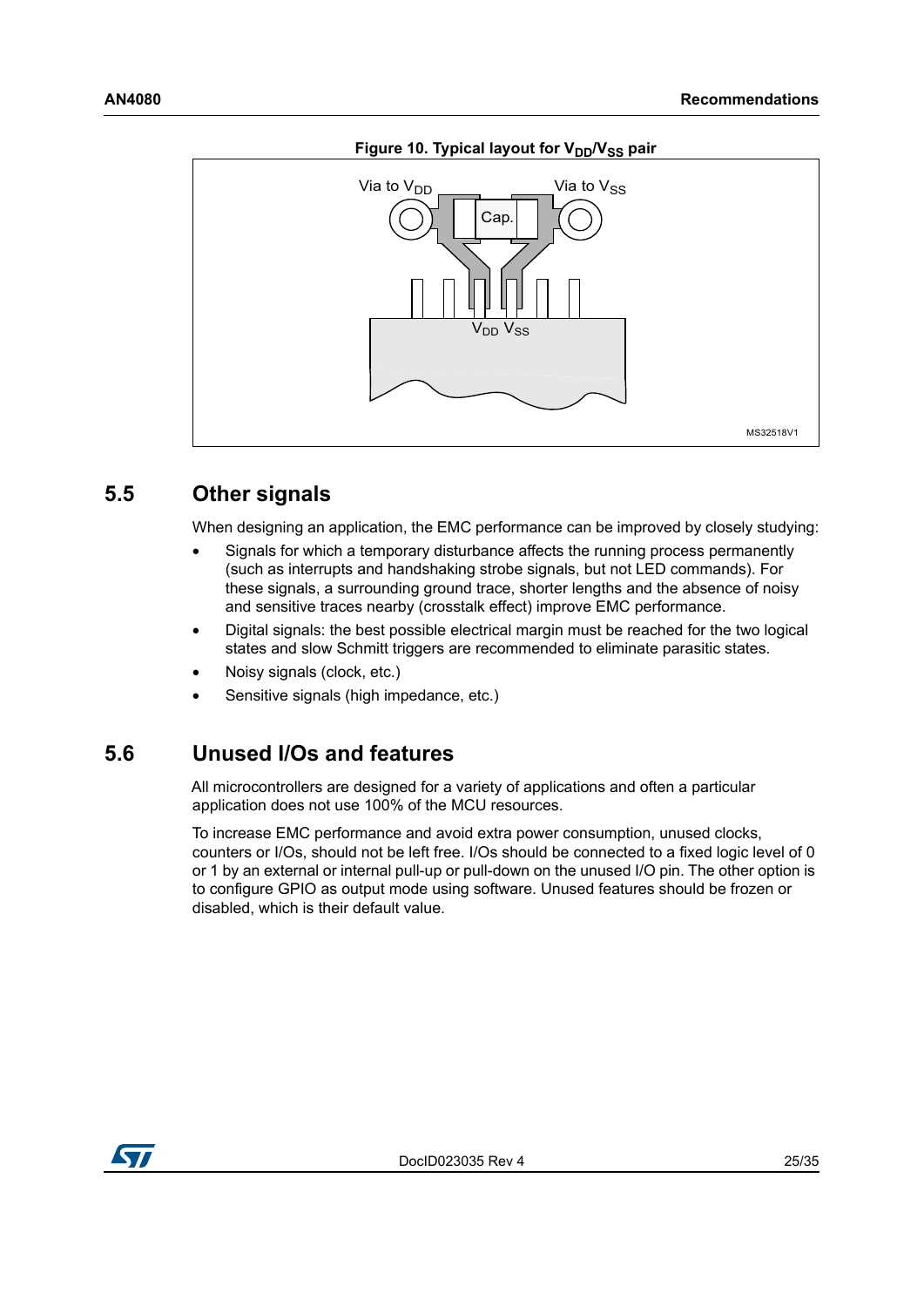Figure 10. Typical layout for $V_{DD}$/$V_{SS}$ pair

## 5.5 Other signals

When designing an application, the EMC performance can be improved by closely studying:

- Signals for which a temporary disturbance affects the running process permanently (such as interrupts and handshaking strobe signals, but not LED commands). For these signals, a surrounding ground trace, shorter lengths and the absence of noisy and sensitive traces nearby (crosstalk effect) improve EMC performance.
- Digital signals: the best possible electrical margin must be reached for the two logical states and slow Schmitt triggers are recommended to eliminate parasitic states.
- Noisy signals (clock, etc.)
- Sensitive signals (high impedance, etc.)

## 5.6 Unused I/Os and features

All microcontrollers are designed for a variety of applications and often a particular application does not use 100% of the MCU resources.

To increase EMC performance and avoid extra power consumption, unused clocks, counters or I/Os, should not be left free. I/Os should be connected to a fixed logic level of 0 or 1 by an external or internal pull-up or pull-down on the unused I/O pin. The other option is to configure GPIO as output mode using software. Unused features should be frozen or disabled, which is their default value.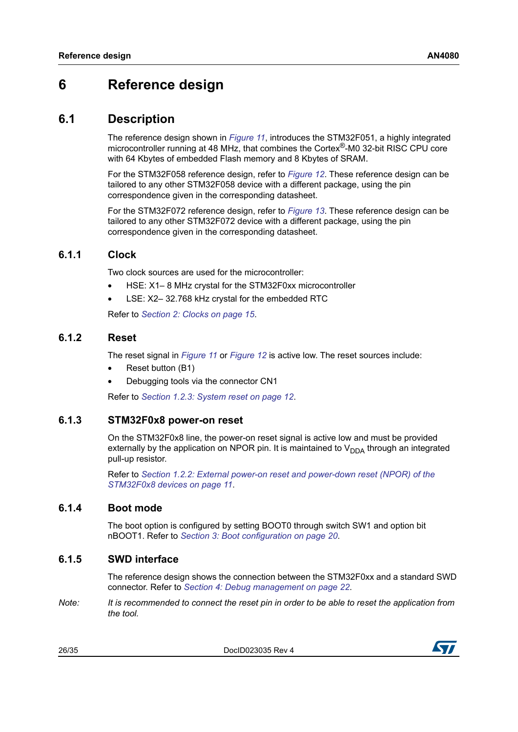# 6 Reference design

## 6.1 Description

The reference design shown in *Figure 11*, introduces the STM32F051, a highly integrated microcontroller running at 48 MHz, that combines the Cortex®-M0 32-bit RISC CPU core with 64 Kbytes of embedded Flash memory and 8 Kbytes of SRAM.

For the STM32F058 reference design, refer to *Figure 12*. These reference design can be tailored to any other STM32F058 device with a different package, using the pin correspondence given in the corresponding datasheet.

For the STM32F072 reference design, refer to *Figure 13*. These reference design can be tailored to any other STM32F072 device with a different package, using the pin correspondence given in the corresponding datasheet.

### 6.1.1 Clock

Two clock sources are used for the microcontroller:

- HSE: X1– 8 MHz crystal for the STM32F0xx microcontroller
- LSE: X2– 32.768 kHz crystal for the embedded RTC

Refer to *Section 2: Clocks on page 15*.

### 6.1.2 Reset

The reset signal in *Figure 11* or *Figure 12* is active low. The reset sources include:

- Reset button (B1)
- Debugging tools via the connector CN1

Refer to *Section 1.2.3: System reset on page 12*.

### 6.1.3 STM32F0x8 power-on reset

On the STM32F0x8 line, the power-on reset signal is active low and must be provided externally by the application on NPOR pin. It is maintained to $V_{DDA}$ through an integrated pull-up resistor.

Refer to *Section 1.2.2: External power-on reset and power-down reset (NPOR) of the STM32F0x8 devices on page 11*.

### 6.1.4 Boot mode

The boot option is configured by setting BOOT0 through switch SW1 and option bit nBOOT1. Refer to *Section 3: Boot configuration on page 20*.

### 6.1.5 SWD interface

The reference design shows the connection between the STM32F0xx and a standard SWD connector. Refer to *Section 4: Debug management on page 22*.

*Note: It is recommended to connect the reset pin in order to be able to reset the application from the tool.*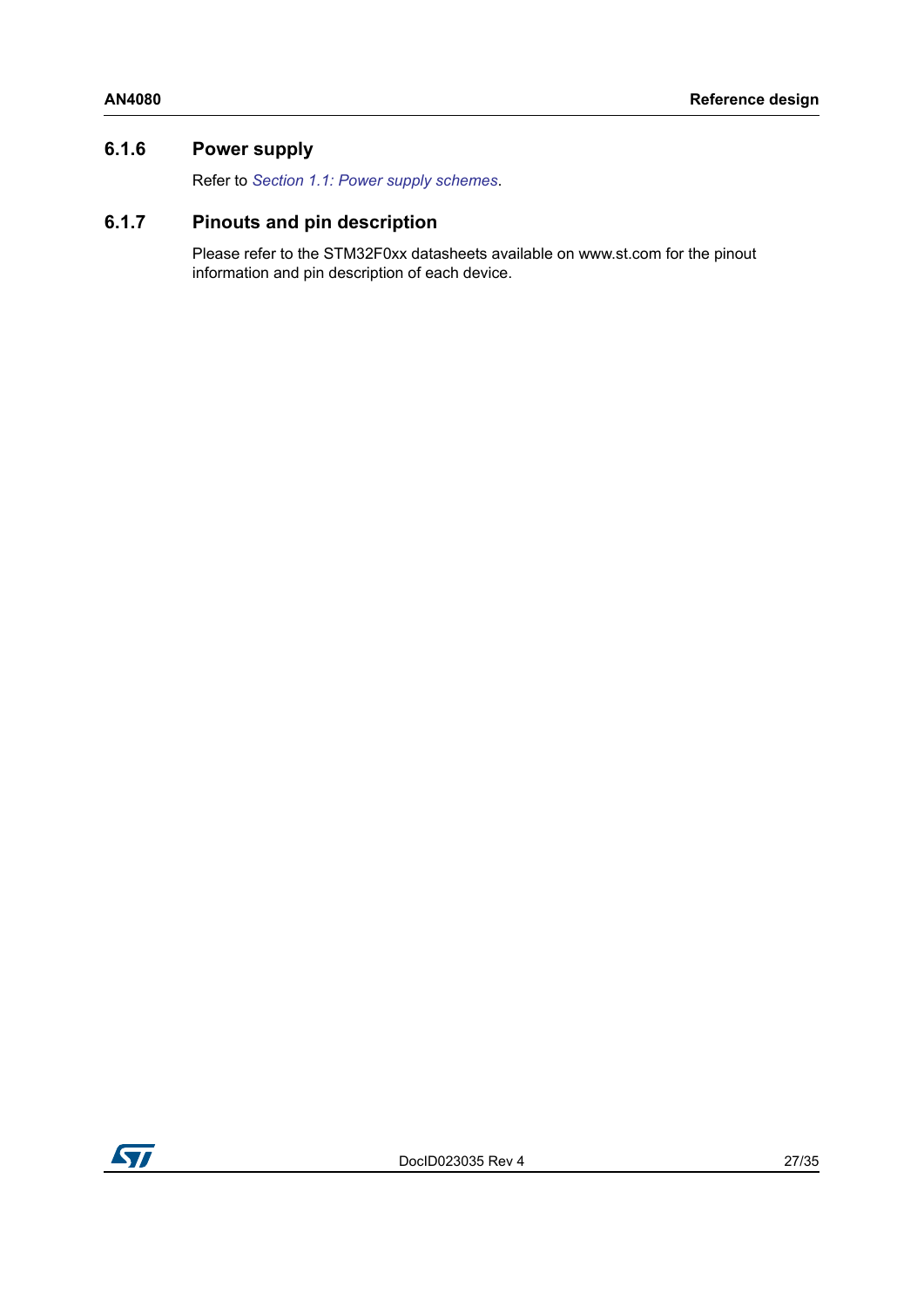### 6.1.6 Power supply

Refer to *Section 1.1: Power supply schemes*.

### 6.1.7 Pinouts and pin description

Please refer to the STM32F0xx datasheets available on www.st.com for the pinout information and pin description of each device.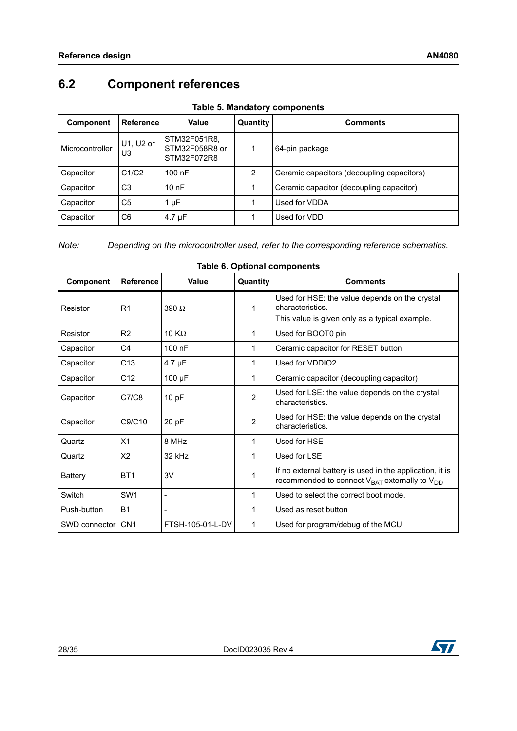## 6.2 Component references

**Table 5. Mandatory components**

| Component | Reference | Value | Quantity | Comments |
|---|---|---|---|---|
| Microcontroller | U1, U2 or U3 | STM32F051R8, STM32F058R8 or STM32F072R8 | 1 | 64-pin package |
| Capacitor | C1/C2 | 100 nF | 2 | Ceramic capacitors (decoupling capacitors) |
| Capacitor | C3 | 10 nF | 1 | Ceramic capacitor (decoupling capacitor) |
| Capacitor | C5 | 1 µF | 1 | Used for VDDA |
| Capacitor | C6 | 4.7 µF | 1 | Used for VDD |

*Note: Depending on the microcontroller used, refer to the corresponding reference schematics.*

**Table 6. Optional components**

| Component | Reference | Value | Quantity | Comments |
|---|---|---|---|---|
| Resistor | R1 | 390 Ω | 1 | Used for HSE: the value depends on the crystal characteristics. This value is given only as a typical example. |
| Resistor | R2 | 10 KΩ | 1 | Used for BOOT0 pin |
| Capacitor | C4 | 100 nF | 1 | Ceramic capacitor for RESET button |
| Capacitor | C13 | 4.7 µF | 1 | Used for VDDIO2 |
| Capacitor | C12 | 100 µF | 1 | Ceramic capacitor (decoupling capacitor) |
| Capacitor | C7/C8 | 10 pF | 2 | Used for LSE: the value depends on the crystal characteristics. |
| Capacitor | C9/C10 | 20 pF | 2 | Used for HSE: the value depends on the crystal characteristics. |
| Quartz | X1 | 8 MHz | 1 | Used for HSE |
| Quartz | X2 | 32 kHz | 1 | Used for LSE |
| Battery | BT1 | 3V | 1 | If no external battery is used in the application, it is recommended to connect $V_{BAT}$ externally to $V_{DD}$ |
| Switch | SW1 | - | 1 | Used to select the correct boot mode. |
| Push-button | B1 | - | 1 | Used as reset button |
| SWD connector | CN1 | FTSH-105-01-L-DV | 1 | Used for program/debug of the MCU |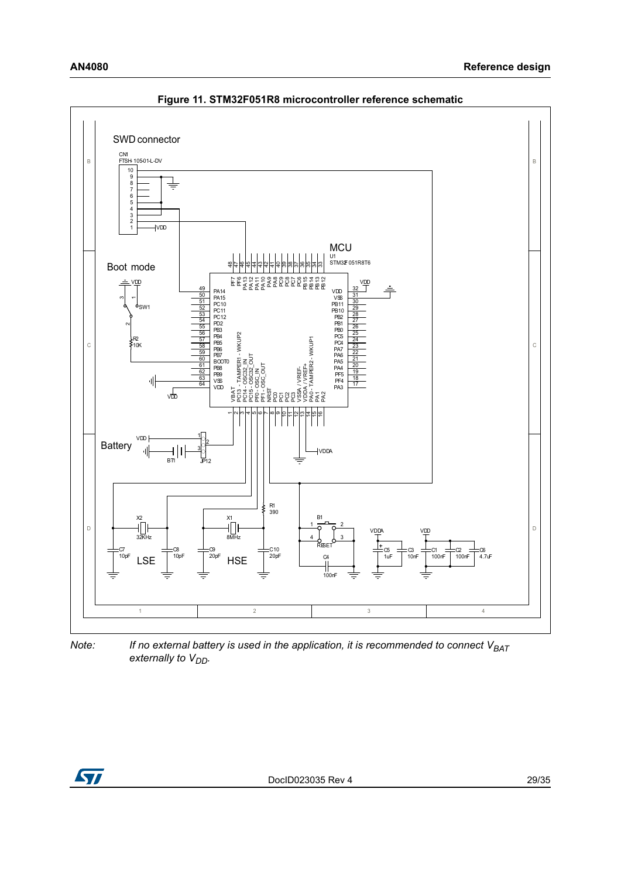**Figure 11. STM32F051R8 microcontroller reference schematic**

*Note: If no external battery is used in the application, it is recommended to connect $V_{BAT}$ externally to $V_{DD}$.*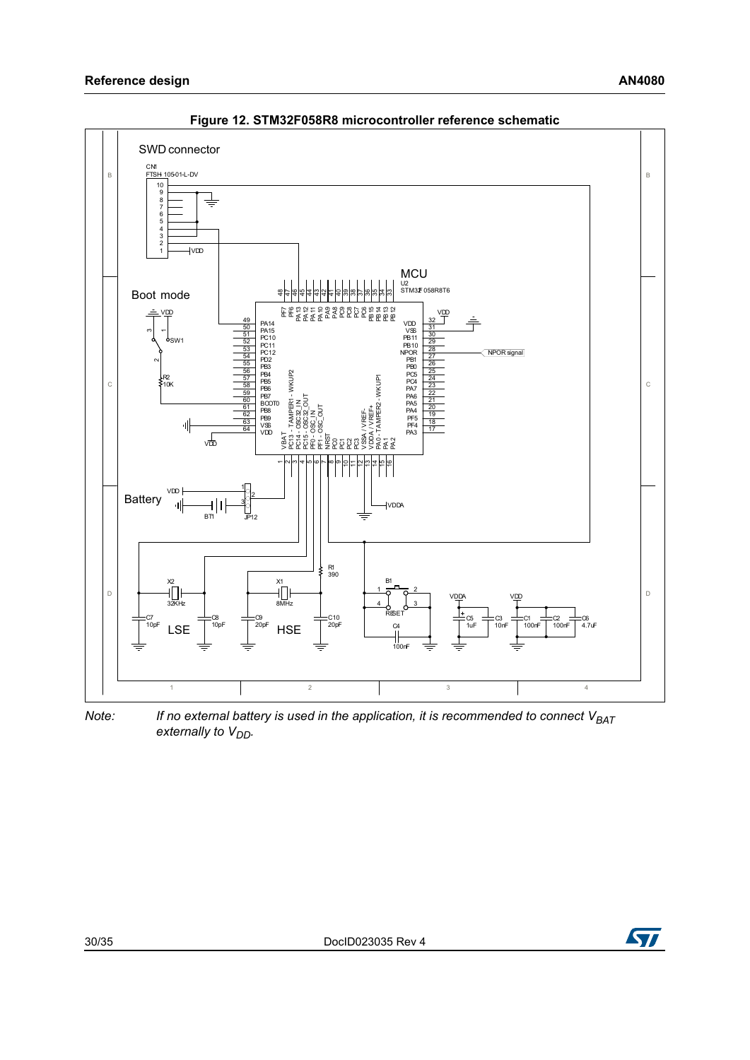**Figure 12. STM32F058R8 microcontroller reference schematic**

*Note: If no external battery is used in the application, it is recommended to connect $V_{BAT}$ externally to $V_{DD}$.*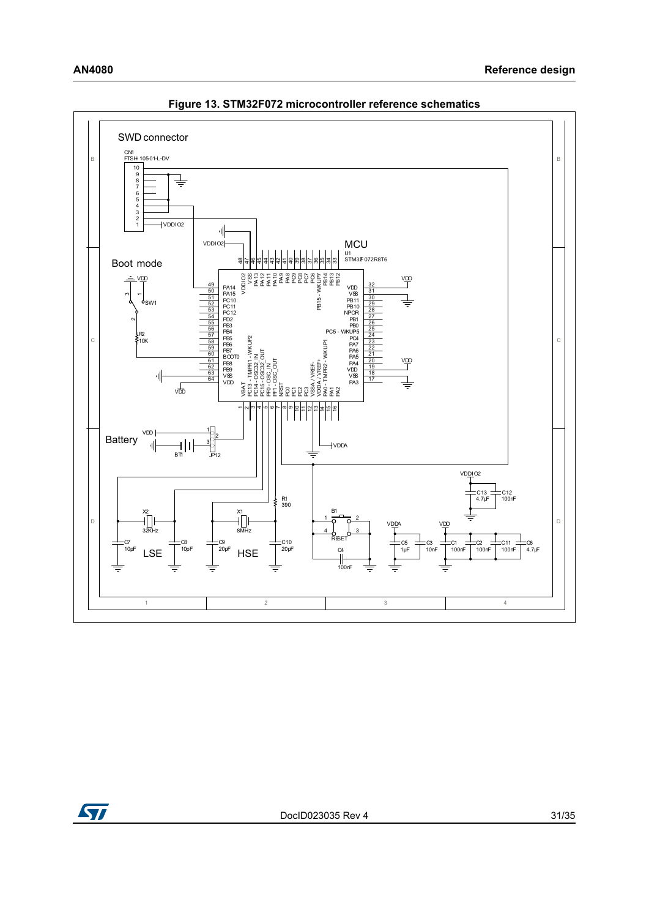**Figure 13. STM32F072 microcontroller reference schematics**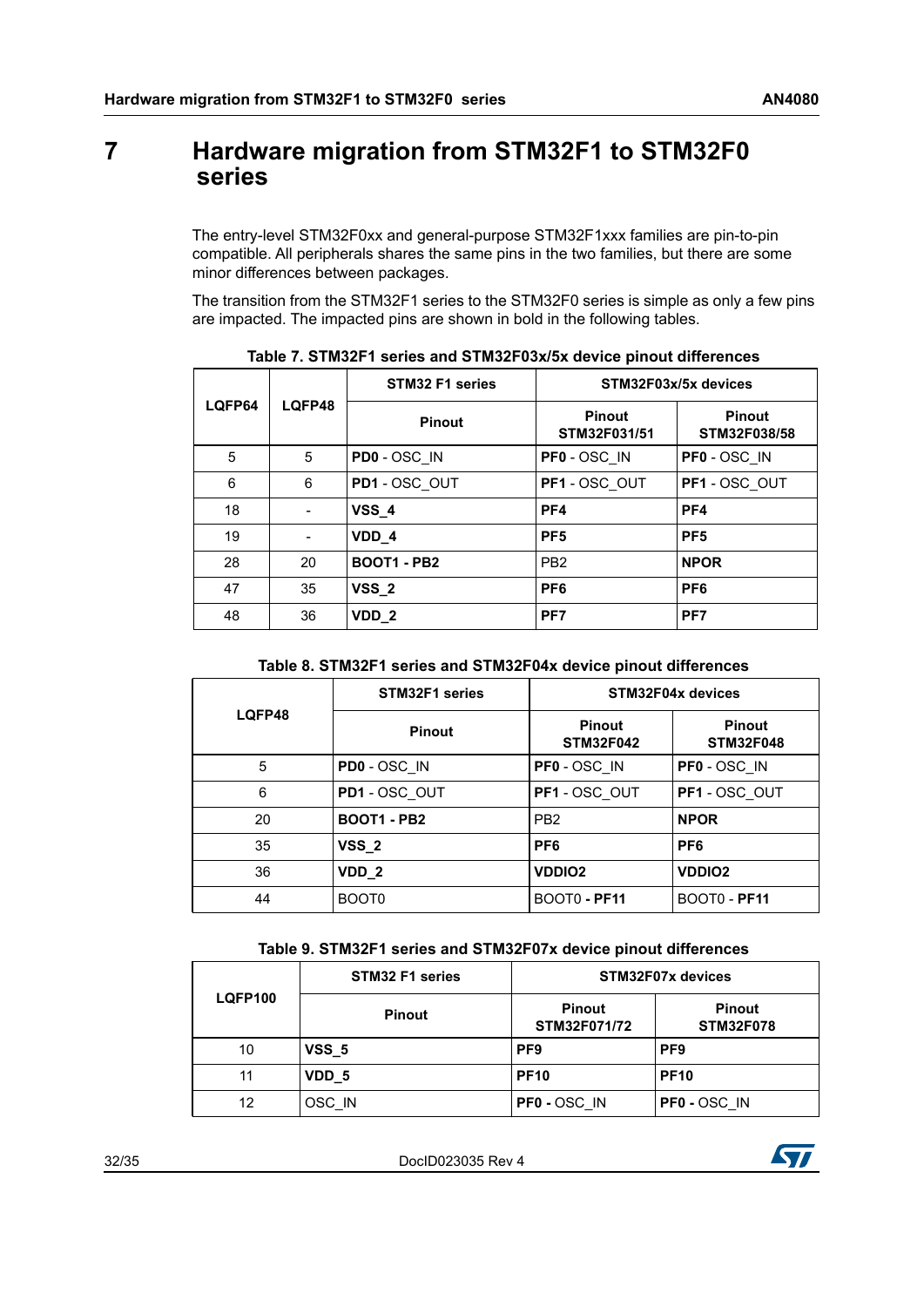# 7 Hardware migration from STM32F1 to STM32F0 series

The entry-level STM32F0xx and general-purpose STM32F1xxx families are pin-to-pin compatible. All peripherals shares the same pins in the two families, but there are some minor differences between packages.

The transition from the STM32F1 series to the STM32F0 series is simple as only a few pins are impacted. The impacted pins are shown in bold in the following tables.

**Table 7. STM32F1 series and STM32F03x/5x device pinout differences**

| LQFP64 | LQFP48 | STM32 F1 series | STM32F03x/5x devices | |
|---|---|---|---|---|
| | | Pinout | Pinout STM32F031/51 | Pinout STM32F038/58 |
| 5 | 5 | **PD0** - OSC_IN | **PF0** - OSC_IN | **PF0** - OSC_IN |
| 6 | 6 | **PD1** - OSC_OUT | **PF1** - OSC_OUT | **PF1** - OSC_OUT |
| 18 | - | **VSS_4** | **PF4** | **PF4** |
| 19 | - | **VDD_4** | **PF5** | **PF5** |
| 28 | 20 | **BOOT1 - PB2** | PB2 | **NPOR** |
| 47 | 35 | **VSS_2** | **PF6** | **PF6** |
| 48 | 36 | **VDD_2** | **PF7** | **PF7** |

**Table 8. STM32F1 series and STM32F04x device pinout differences**

| LQFP48 | STM32F1 series | STM32F04x devices | |
|---|---|---|---|
| | Pinout | Pinout STM32F042 | Pinout STM32F048 |
| 5 | **PD0** - OSC_IN | **PF0** - OSC_IN | **PF0** - OSC_IN |
| 6 | **PD1** - OSC_OUT | **PF1** - OSC_OUT | **PF1** - OSC_OUT |
| 20 | **BOOT1 - PB2** | PB2 | **NPOR** |
| 35 | **VSS_2** | **PF6** | **PF6** |
| 36 | **VDD_2** | **VDDIO2** | **VDDIO2** |
| 44 | BOOT0 | BOOT0 **- PF11** | BOOT0 - **PF11** |

**Table 9. STM32F1 series and STM32F07x device pinout differences**

| LQFP100 | STM32 F1 series | STM32F07x devices | |
|---|---|---|---|
| | Pinout | Pinout STM32F071/72 | Pinout STM32F078 |
| 10 | **VSS_5** | **PF9** | **PF9** |
| 11 | **VDD_5** | **PF10** | **PF10** |
| 12 | OSC_IN | **PF0 -** OSC_IN | **PF0 -** OSC_IN |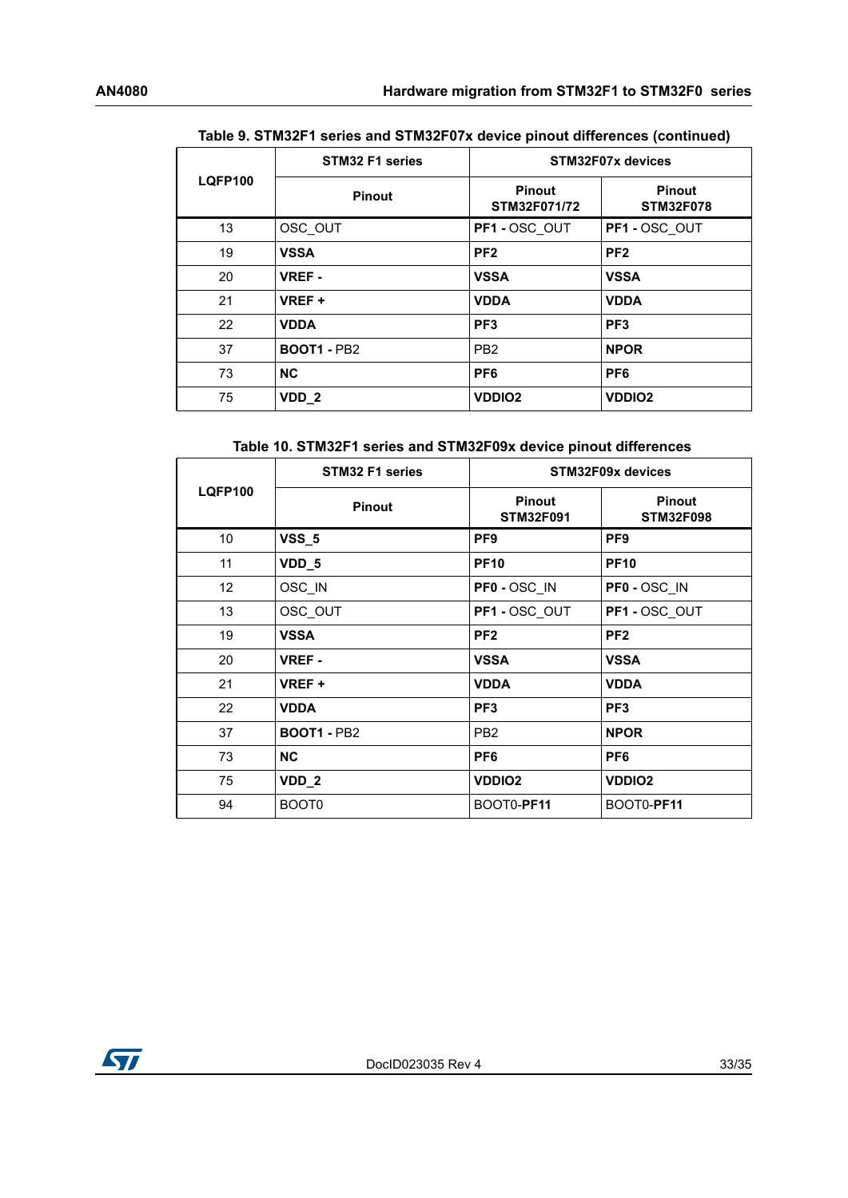Table 9. STM32F1 series and STM32F07x device pinout differences (continued)

| LQFP100 | STM32 F1 series | STM32F07x devices | |
|---|---|---|---|
| | Pinout | Pinout STM32F071/72 | Pinout STM32F078 |
| 13 | OSC_OUT | **PF1 -** OSC_OUT | **PF1 -** OSC_OUT |
| 19 | **VSSA** | **PF2** | **PF2** |
| 20 | **VREF -** | **VSSA** | **VSSA** |
| 21 | **VREF +** | **VDDA** | **VDDA** |
| 22 | **VDDA** | **PF3** | **PF3** |
| 37 | **BOOT1 -** PB2 | PB2 | **NPOR** |
| 73 | **NC** | **PF6** | **PF6** |
| 75 | **VDD_2** | **VDDIO2** | **VDDIO2** |

Table 10. STM32F1 series and STM32F09x device pinout differences

| LQFP100 | STM32 F1 series | STM32F09x devices | |
|---|---|---|---|
| | Pinout | Pinout STM32F091 | Pinout STM32F098 |
| 10 | **VSS_5** | **PF9** | **PF9** |
| 11 | **VDD_5** | **PF10** | **PF10** |
| 12 | OSC_IN | **PF0 -** OSC_IN | **PF0 -** OSC_IN |
| 13 | OSC_OUT | **PF1 -** OSC_OUT | **PF1 -** OSC_OUT |
| 19 | **VSSA** | **PF2** | **PF2** |
| 20 | **VREF -** | **VSSA** | **VSSA** |
| 21 | **VREF +** | **VDDA** | **VDDA** |
| 22 | **VDDA** | **PF3** | **PF3** |
| 37 | **BOOT1 -** PB2 | PB2 | **NPOR** |
| 73 | **NC** | **PF6** | **PF6** |
| 75 | **VDD_2** | **VDDIO2** | **VDDIO2** |
| 94 | BOOT0 | BOOT0-**PF11** | BOOT0-**PF11** |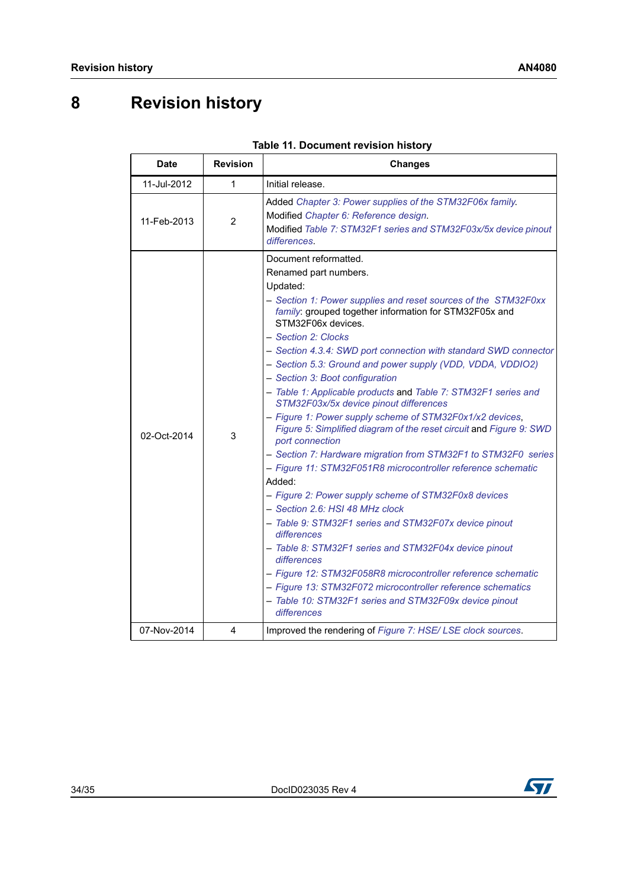# 8 Revision history

**Table 11. Document revision history**

| Date | Revision | Changes |
|---|---|---|
| 11-Jul-2012 | 1 | Initial release. |
| 11-Feb-2013 | 2 | Added *Chapter 3: Power supplies of the STM32F06x family*.<br>Modified *Chapter 6: Reference design*.<br>Modified *Table 7: STM32F1 series and STM32F03x/5x device pinout differences*. |
| 02-Oct-2014 | 3 | Document reformatted.<br>Renamed part numbers.<br>Updated:<br>– *Section 1: Power supplies and reset sources of the STM32F0xx family*: grouped together information for STM32F05x and STM32F06x devices.<br>– *Section 2: Clocks*<br>– *Section 4.3.4: SWD port connection with standard SWD connector*<br>– *Section 5.3: Ground and power supply (VDD, VDDA, VDDIO2)*<br>– *Section 3: Boot configuration*<br>– *Table 1: Applicable products* and *Table 7: STM32F1 series and STM32F03x/5x device pinout differences*<br>– *Figure 1: Power supply scheme of STM32F0x1/x2 devices*, *Figure 5: Simplified diagram of the reset circuit* and *Figure 9: SWD port connection*<br>– *Section 7: Hardware migration from STM32F1 to STM32F0 series*<br>– *Figure 11: STM32F051R8 microcontroller reference schematic*<br>Added:<br>– *Figure 2: Power supply scheme of STM32F0x8 devices*<br>– *Section 2.6: HSI 48 MHz clock*<br>– *Table 9: STM32F1 series and STM32F07x device pinout differences*<br>– *Table 8: STM32F1 series and STM32F04x device pinout differences*<br>– *Figure 12: STM32F058R8 microcontroller reference schematic*<br>– *Figure 13: STM32F072 microcontroller reference schematics*<br>– *Table 10: STM32F1 series and STM32F09x device pinout differences* |
| 07-Nov-2014 | 4 | Improved the rendering of *Figure 7: HSE/ LSE clock sources*. |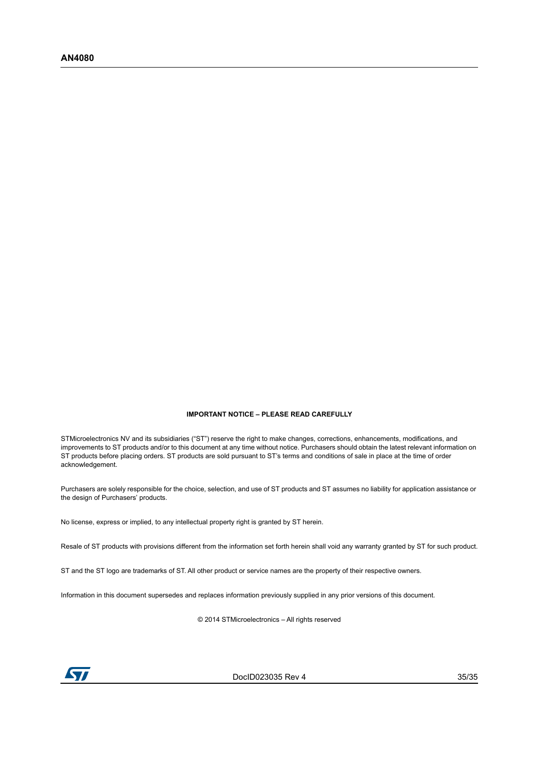**IMPORTANT NOTICE – PLEASE READ CAREFULLY**

STMicroelectronics NV and its subsidiaries (“ST”) reserve the right to make changes, corrections, enhancements, modifications, and improvements to ST products and/or to this document at any time without notice. Purchasers should obtain the latest relevant information on ST products before placing orders. ST products are sold pursuant to ST’s terms and conditions of sale in place at the time of order acknowledgement.

Purchasers are solely responsible for the choice, selection, and use of ST products and ST assumes no liability for application assistance or the design of Purchasers’ products.

No license, express or implied, to any intellectual property right is granted by ST herein.

Resale of ST products with provisions different from the information set forth herein shall void any warranty granted by ST for such product.

ST and the ST logo are trademarks of ST. All other product or service names are the property of their respective owners.

Information in this document supersedes and replaces information previously supplied in any prior versions of this document.

© 2014 STMicroelectronics – All rights reserved